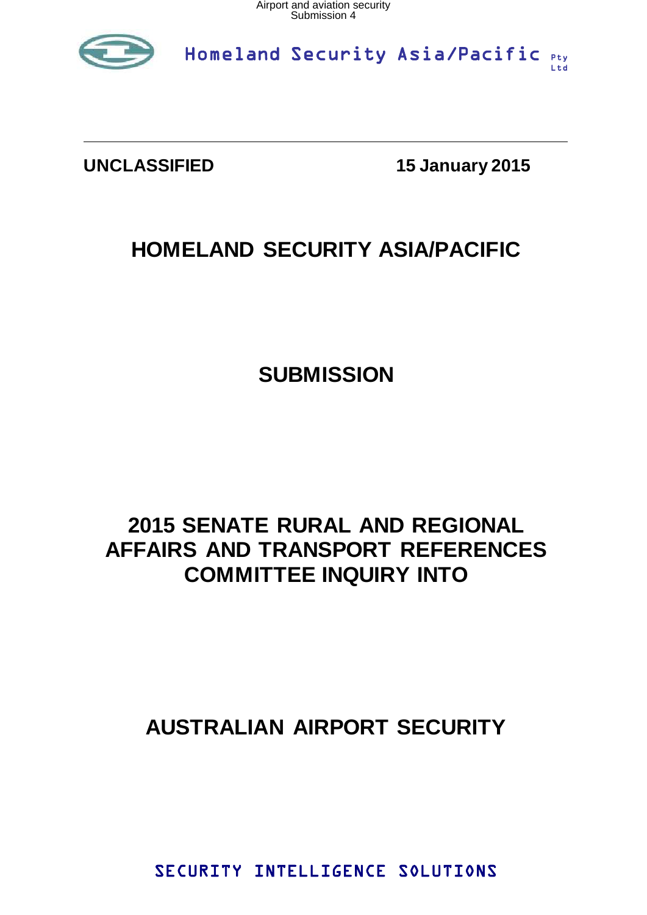Homeland Security Asia/Pacific Pty Ltd

**UNCLASSIFIED** **15 January 2015**

# HOMELAND SECURITY ASIA/PACIFIC

# SUBMISSION

# 2015 SENATE RURAL AND REGIONAL AFFAIRS AND TRANSPORT REFERENCES COMMITTEE INQUIRY INTO

# AUSTRALIAN AIRPORT SECURITY

SECURITY INTELLIGENCE SOLUTIONS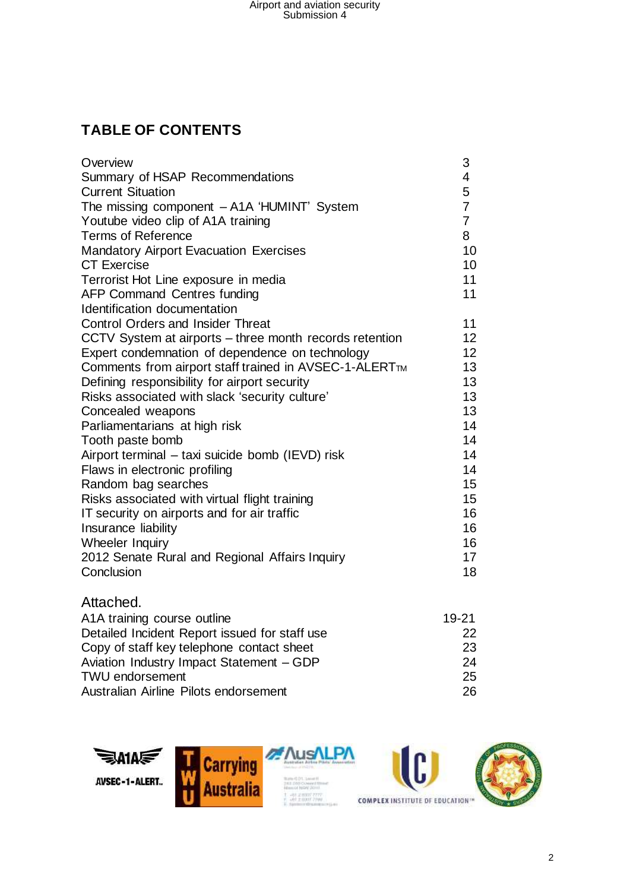## TABLE OF CONTENTS

| | |
|---|---|
| Overview | 3 |
| Summary of HSAP Recommendations | 4 |
| Current Situation | 5 |
| The missing component – A1A 'HUMINT' System | 7 |
| Youtube video clip of A1A training | 7 |
| Terms of Reference | 8 |
| Mandatory Airport Evacuation Exercises | 10 |
| CT Exercise | 10 |
| Terrorist Hot Line exposure in media | 11 |
| AFP Command Centres funding | 11 |
| Identification documentation | |
| Control Orders and Insider Threat | 11 |
| CCTV System at airports – three month records retention | 12 |
| Expert condemnation of dependence on technology | 12 |
| Comments from airport staff trained in AVSEC-1-ALERT™ | 13 |
| Defining responsibility for airport security | 13 |
| Risks associated with slack 'security culture' | 13 |
| Concealed weapons | 13 |
| Parliamentarians at high risk | 14 |
| Tooth paste bomb | 14 |
| Airport terminal – taxi suicide bomb (IEVD) risk | 14 |
| Flaws in electronic profiling | 14 |
| Random bag searches | 15 |
| Risks associated with virtual flight training | 15 |
| IT security on airports and for air traffic | 16 |
| Insurance liability | 16 |
| Wheeler Inquiry | 16 |
| 2012 Senate Rural and Regional Affairs Inquiry | 17 |
| Conclusion | 18 |

Attached.

| | |
|---|---|
| A1A training course outline | 19-21 |
| Detailed Incident Report issued for staff use | 22 |
| Copy of staff key telephone contact sheet | 23 |
| Aviation Industry Impact Statement – GDP | 24 |
| TWU endorsement | 25 |
| Australian Airline Pilots endorsement | 26 |

A1A AVSEC-1-ALERT™ | TWU Carrying Australia | AusALPA Australian Airline Pilots' Association | CIE Complex Institute of Education™ | Australian Institute of Professional Intelligence Officers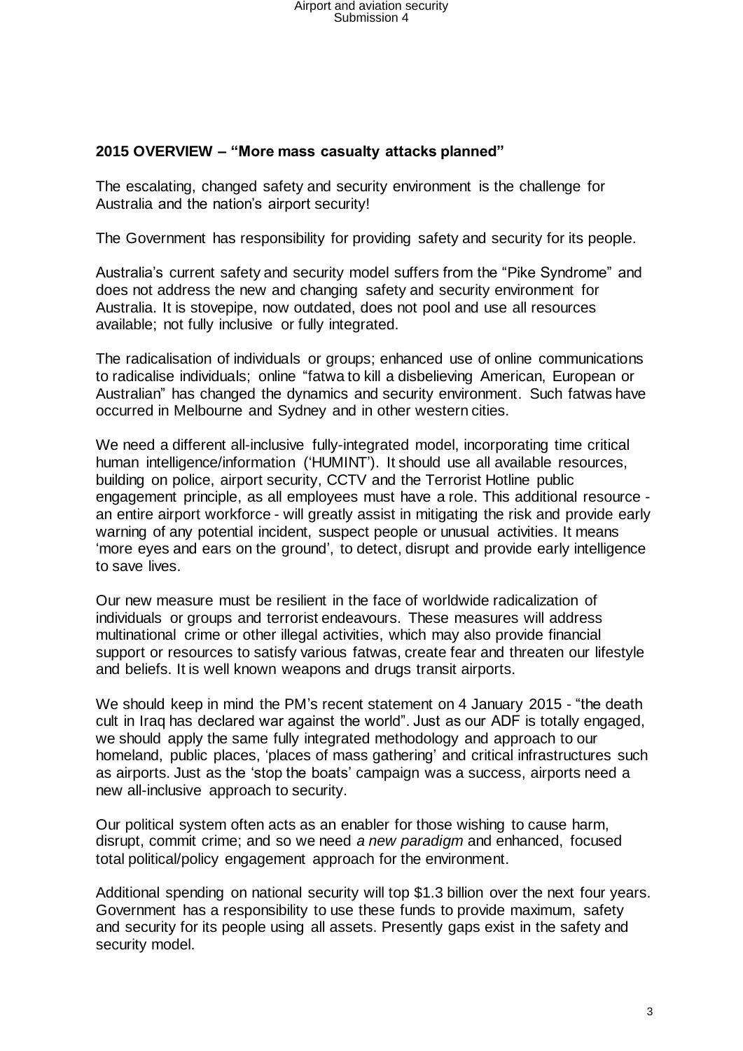**2015 OVERVIEW – "More mass casualty attacks planned"**

The escalating, changed safety and security environment is the challenge for Australia and the nation's airport security!

The Government has responsibility for providing safety and security for its people.

Australia's current safety and security model suffers from the "Pike Syndrome" and does not address the new and changing safety and security environment for Australia. It is stovepipe, now outdated, does not pool and use all resources available; not fully inclusive or fully integrated.

The radicalisation of individuals or groups; enhanced use of online communications to radicalise individuals; online "fatwa to kill a disbelieving American, European or Australian" has changed the dynamics and security environment. Such fatwas have occurred in Melbourne and Sydney and in other western cities.

We need a different all-inclusive fully-integrated model, incorporating time critical human intelligence/information ('HUMINT'). It should use all available resources, building on police, airport security, CCTV and the Terrorist Hotline public engagement principle, as all employees must have a role. This additional resource - an entire airport workforce - will greatly assist in mitigating the risk and provide early warning of any potential incident, suspect people or unusual activities. It means 'more eyes and ears on the ground', to detect, disrupt and provide early intelligence to save lives.

Our new measure must be resilient in the face of worldwide radicalization of individuals or groups and terrorist endeavours. These measures will address multinational crime or other illegal activities, which may also provide financial support or resources to satisfy various fatwas, create fear and threaten our lifestyle and beliefs. It is well known weapons and drugs transit airports.

We should keep in mind the PM's recent statement on 4 January 2015 - "the death cult in Iraq has declared war against the world". Just as our ADF is totally engaged, we should apply the same fully integrated methodology and approach to our homeland, public places, 'places of mass gathering' and critical infrastructures such as airports. Just as the 'stop the boats' campaign was a success, airports need a new all-inclusive approach to security.

Our political system often acts as an enabler for those wishing to cause harm, disrupt, commit crime; and so we need *a new paradigm* and enhanced, focused total political/policy engagement approach for the environment.

Additional spending on national security will top $1.3 billion over the next four years. Government has a responsibility to use these funds to provide maximum, safety and security for its people using all assets. Presently gaps exist in the safety and security model.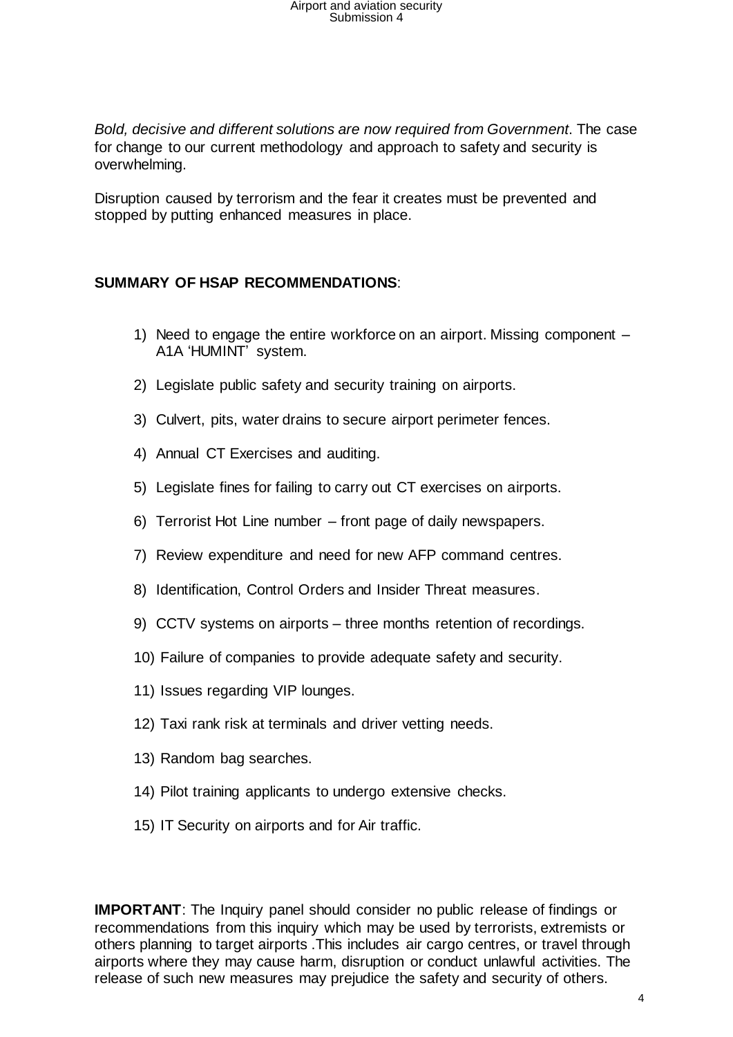*Bold, decisive and different solutions are now required from Government*. The case for change to our current methodology and approach to safety and security is overwhelming.

Disruption caused by terrorism and the fear it creates must be prevented and stopped by putting enhanced measures in place.

**SUMMARY OF HSAP RECOMMENDATIONS**:

1) Need to engage the entire workforce on an airport. Missing component – A1A 'HUMINT' system.
2) Legislate public safety and security training on airports.
3) Culvert, pits, water drains to secure airport perimeter fences.
4) Annual CT Exercises and auditing.
5) Legislate fines for failing to carry out CT exercises on airports.
6) Terrorist Hot Line number – front page of daily newspapers.
7) Review expenditure and need for new AFP command centres.
8) Identification, Control Orders and Insider Threat measures.
9) CCTV systems on airports – three months retention of recordings.
10) Failure of companies to provide adequate safety and security.
11) Issues regarding VIP lounges.
12) Taxi rank risk at terminals and driver vetting needs.
13) Random bag searches.
14) Pilot training applicants to undergo extensive checks.
15) IT Security on airports and for Air traffic.

**IMPORTANT**: The Inquiry panel should consider no public release of findings or recommendations from this inquiry which may be used by terrorists, extremists or others planning to target airports .This includes air cargo centres, or travel through airports where they may cause harm, disruption or conduct unlawful activities. The release of such new measures may prejudice the safety and security of others.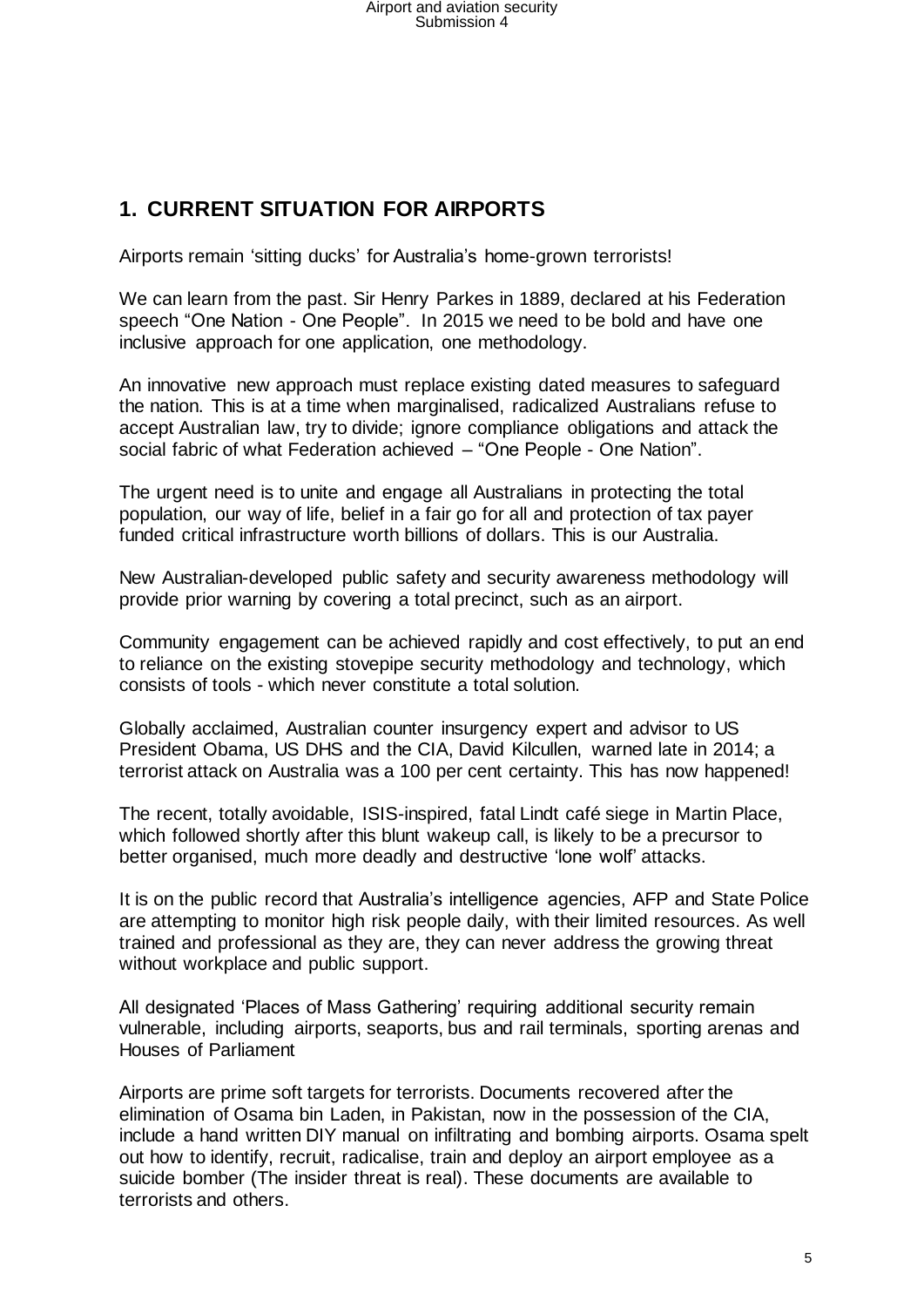## 1. CURRENT SITUATION FOR AIRPORTS

Airports remain 'sitting ducks' for Australia's home-grown terrorists!

We can learn from the past. Sir Henry Parkes in 1889, declared at his Federation speech "One Nation - One People". In 2015 we need to be bold and have one inclusive approach for one application, one methodology.

An innovative new approach must replace existing dated measures to safeguard the nation. This is at a time when marginalised, radicalized Australians refuse to accept Australian law, try to divide; ignore compliance obligations and attack the social fabric of what Federation achieved – "One People - One Nation".

The urgent need is to unite and engage all Australians in protecting the total population, our way of life, belief in a fair go for all and protection of tax payer funded critical infrastructure worth billions of dollars. This is our Australia.

New Australian-developed public safety and security awareness methodology will provide prior warning by covering a total precinct, such as an airport.

Community engagement can be achieved rapidly and cost effectively, to put an end to reliance on the existing stovepipe security methodology and technology, which consists of tools - which never constitute a total solution.

Globally acclaimed, Australian counter insurgency expert and advisor to US President Obama, US DHS and the CIA, David Kilcullen, warned late in 2014; a terrorist attack on Australia was a 100 per cent certainty. This has now happened!

The recent, totally avoidable, ISIS-inspired, fatal Lindt café siege in Martin Place, which followed shortly after this blunt wakeup call, is likely to be a precursor to better organised, much more deadly and destructive 'lone wolf' attacks.

It is on the public record that Australia's intelligence agencies, AFP and State Police are attempting to monitor high risk people daily, with their limited resources. As well trained and professional as they are, they can never address the growing threat without workplace and public support.

All designated 'Places of Mass Gathering' requiring additional security remain vulnerable, including airports, seaports, bus and rail terminals, sporting arenas and Houses of Parliament

Airports are prime soft targets for terrorists. Documents recovered after the elimination of Osama bin Laden, in Pakistan, now in the possession of the CIA, include a hand written DIY manual on infiltrating and bombing airports. Osama spelt out how to identify, recruit, radicalise, train and deploy an airport employee as a suicide bomber (The insider threat is real). These documents are available to terrorists and others.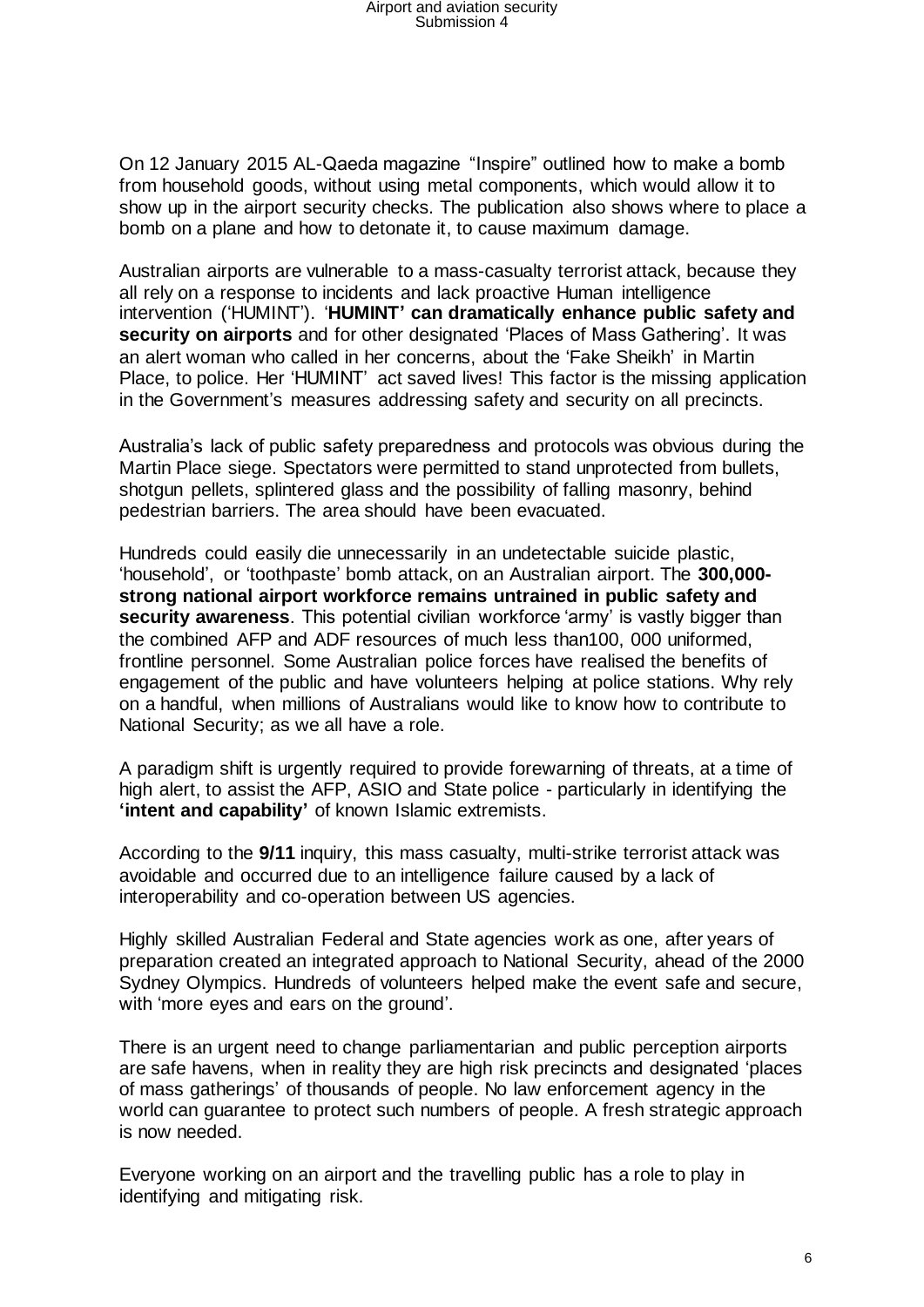On 12 January 2015 AL-Qaeda magazine "Inspire" outlined how to make a bomb from household goods, without using metal components, which would allow it to show up in the airport security checks. The publication also shows where to place a bomb on a plane and how to detonate it, to cause maximum damage.

Australian airports are vulnerable to a mass-casualty terrorist attack, because they all rely on a response to incidents and lack proactive Human intelligence intervention ('HUMINT'). '**HUMINT' can dramatically enhance public safety and security on airports** and for other designated 'Places of Mass Gathering'. It was an alert woman who called in her concerns, about the 'Fake Sheikh' in Martin Place, to police. Her 'HUMINT' act saved lives! This factor is the missing application in the Government's measures addressing safety and security on all precincts.

Australia's lack of public safety preparedness and protocols was obvious during the Martin Place siege. Spectators were permitted to stand unprotected from bullets, shotgun pellets, splintered glass and the possibility of falling masonry, behind pedestrian barriers. The area should have been evacuated.

Hundreds could easily die unnecessarily in an undetectable suicide plastic, 'household', or 'toothpaste' bomb attack, on an Australian airport. The **300,000-strong national airport workforce remains untrained in public safety and security awareness**. This potential civilian workforce 'army' is vastly bigger than the combined AFP and ADF resources of much less than100, 000 uniformed, frontline personnel. Some Australian police forces have realised the benefits of engagement of the public and have volunteers helping at police stations. Why rely on a handful, when millions of Australians would like to know how to contribute to National Security; as we all have a role.

A paradigm shift is urgently required to provide forewarning of threats, at a time of high alert, to assist the AFP, ASIO and State police - particularly in identifying the **'intent and capability'** of known Islamic extremists.

According to the **9/11** inquiry, this mass casualty, multi-strike terrorist attack was avoidable and occurred due to an intelligence failure caused by a lack of interoperability and co-operation between US agencies.

Highly skilled Australian Federal and State agencies work as one, after years of preparation created an integrated approach to National Security, ahead of the 2000 Sydney Olympics. Hundreds of volunteers helped make the event safe and secure, with 'more eyes and ears on the ground'.

There is an urgent need to change parliamentarian and public perception airports are safe havens, when in reality they are high risk precincts and designated 'places of mass gatherings' of thousands of people. No law enforcement agency in the world can guarantee to protect such numbers of people. A fresh strategic approach is now needed.

Everyone working on an airport and the travelling public has a role to play in identifying and mitigating risk.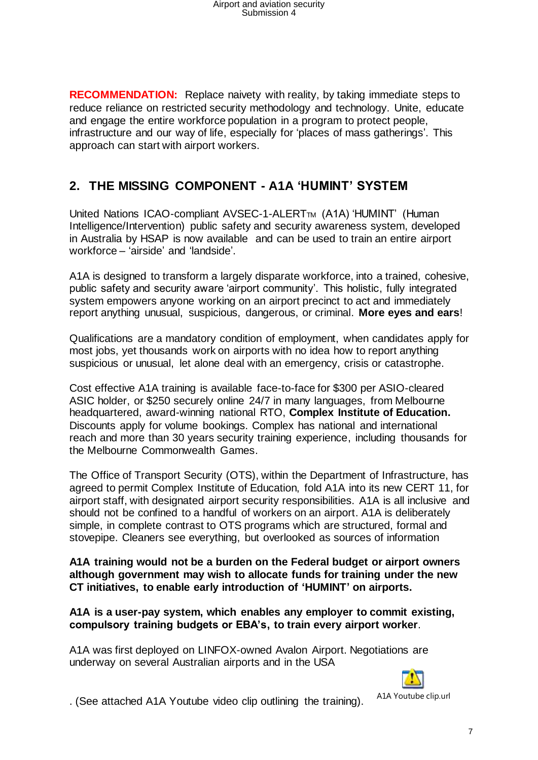**RECOMMENDATION:** Replace naivety with reality, by taking immediate steps to reduce reliance on restricted security methodology and technology. Unite, educate and engage the entire workforce population in a program to protect people, infrastructure and our way of life, especially for 'places of mass gatherings'. This approach can start with airport workers.

## 2. THE MISSING COMPONENT - A1A 'HUMINT' SYSTEM

United Nations ICAO-compliant AVSEC-1-ALERT™ (A1A) 'HUMINT' (Human Intelligence/Intervention) public safety and security awareness system, developed in Australia by HSAP is now available and can be used to train an entire airport workforce – 'airside' and 'landside'.

A1A is designed to transform a largely disparate workforce, into a trained, cohesive, public safety and security aware 'airport community'. This holistic, fully integrated system empowers anyone working on an airport precinct to act and immediately report anything unusual, suspicious, dangerous, or criminal. **More eyes and ears**!

Qualifications are a mandatory condition of employment, when candidates apply for most jobs, yet thousands work on airports with no idea how to report anything suspicious or unusual, let alone deal with an emergency, crisis or catastrophe.

Cost effective A1A training is available face-to-face for $300 per ASIO-cleared ASIC holder, or $250 securely online 24/7 in many languages, from Melbourne headquartered, award-winning national RTO, **Complex Institute of Education.** Discounts apply for volume bookings. Complex has national and international reach and more than 30 years security training experience, including thousands for the Melbourne Commonwealth Games.

The Office of Transport Security (OTS), within the Department of Infrastructure, has agreed to permit Complex Institute of Education, fold A1A into its new CERT 11, for airport staff, with designated airport security responsibilities. A1A is all inclusive and should not be confined to a handful of workers on an airport. A1A is deliberately simple, in complete contrast to OTS programs which are structured, formal and stovepipe. Cleaners see everything, but overlooked as sources of information

**A1A training would not be a burden on the Federal budget or airport owners although government may wish to allocate funds for training under the new CT initiatives, to enable early introduction of 'HUMINT' on airports.**

**A1A is a user-pay system, which enables any employer to commit existing, compulsory training budgets or EBA's, to train every airport worker**.

A1A was first deployed on LINFOX-owned Avalon Airport. Negotiations are underway on several Australian airports and in the USA

. (See attached A1A Youtube video clip outlining the training).

A1A Youtube clip.url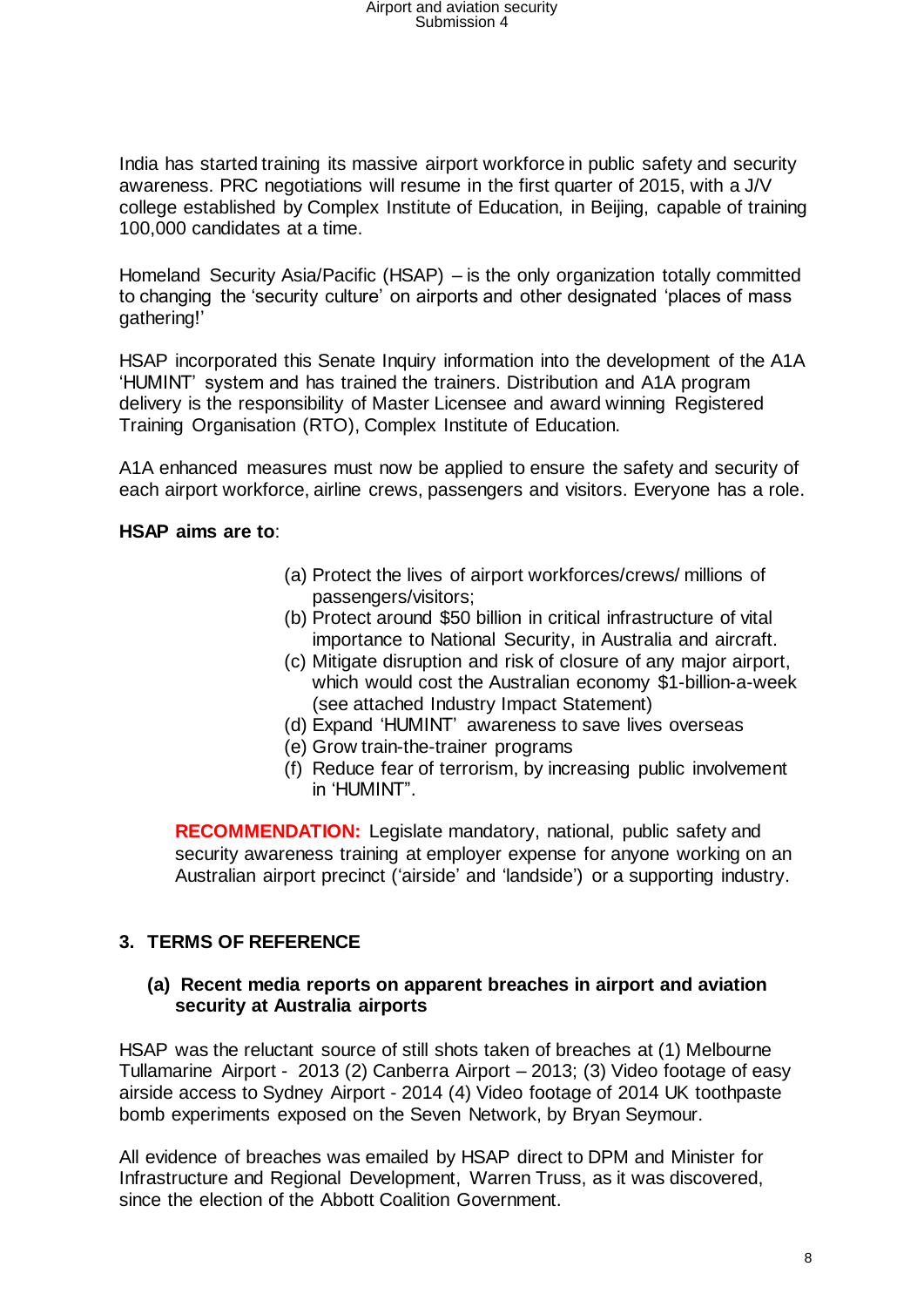India has started training its massive airport workforce in public safety and security awareness. PRC negotiations will resume in the first quarter of 2015, with a J/V college established by Complex Institute of Education, in Beijing, capable of training 100,000 candidates at a time.

Homeland Security Asia/Pacific (HSAP) – is the only organization totally committed to changing the 'security culture' on airports and other designated 'places of mass gathering!'

HSAP incorporated this Senate Inquiry information into the development of the A1A 'HUMINT' system and has trained the trainers. Distribution and A1A program delivery is the responsibility of Master Licensee and award winning Registered Training Organisation (RTO), Complex Institute of Education.

A1A enhanced measures must now be applied to ensure the safety and security of each airport workforce, airline crews, passengers and visitors. Everyone has a role.

**HSAP aims are to**:

(a) Protect the lives of airport workforces/crews/ millions of passengers/visitors;
(b) Protect around $50 billion in critical infrastructure of vital importance to National Security, in Australia and aircraft.
(c) Mitigate disruption and risk of closure of any major airport, which would cost the Australian economy $1-billion-a-week (see attached Industry Impact Statement)
(d) Expand 'HUMINT' awareness to save lives overseas
(e) Grow train-the-trainer programs
(f) Reduce fear of terrorism, by increasing public involvement in 'HUMINT".

**RECOMMENDATION:** Legislate mandatory, national, public safety and security awareness training at employer expense for anyone working on an Australian airport precinct ('airside' and 'landside') or a supporting industry.

## 3. TERMS OF REFERENCE

### (a) Recent media reports on apparent breaches in airport and aviation security at Australia airports

HSAP was the reluctant source of still shots taken of breaches at (1) Melbourne Tullamarine Airport - 2013 (2) Canberra Airport – 2013; (3) Video footage of easy airside access to Sydney Airport - 2014 (4) Video footage of 2014 UK toothpaste bomb experiments exposed on the Seven Network, by Bryan Seymour.

All evidence of breaches was emailed by HSAP direct to DPM and Minister for Infrastructure and Regional Development, Warren Truss, as it was discovered, since the election of the Abbott Coalition Government.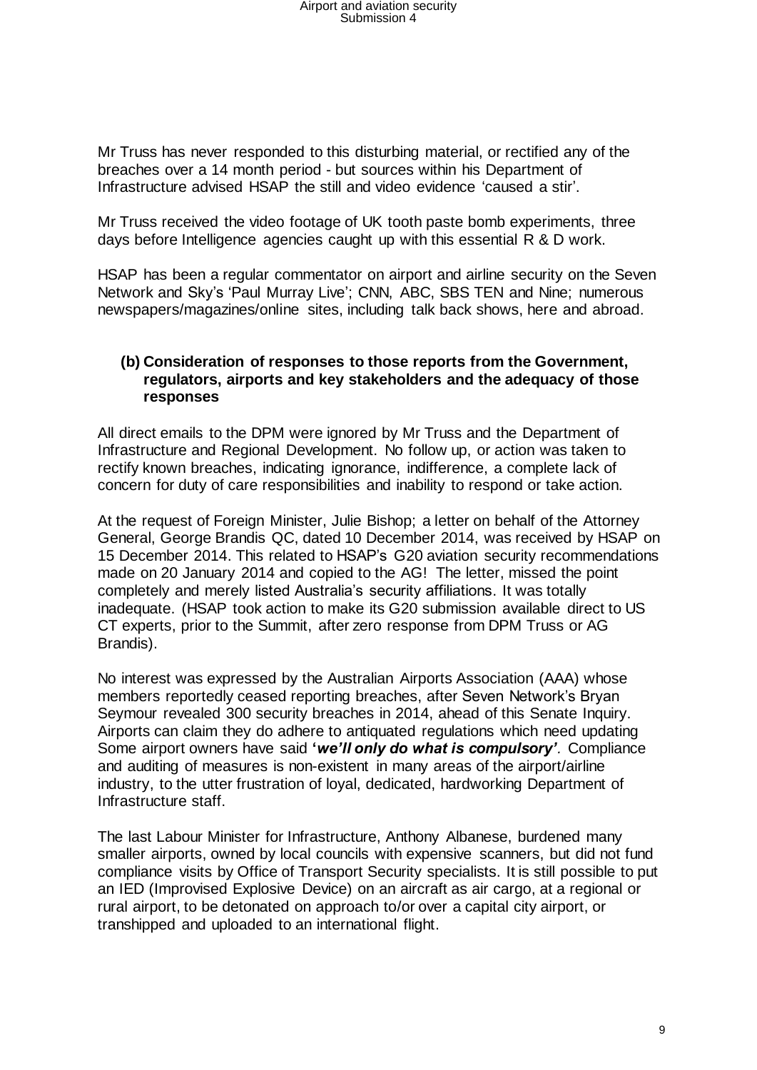Mr Truss has never responded to this disturbing material, or rectified any of the breaches over a 14 month period - but sources within his Department of Infrastructure advised HSAP the still and video evidence 'caused a stir'.

Mr Truss received the video footage of UK tooth paste bomb experiments, three days before Intelligence agencies caught up with this essential R & D work.

HSAP has been a regular commentator on airport and airline security on the Seven Network and Sky's 'Paul Murray Live'; CNN, ABC, SBS TEN and Nine; numerous newspapers/magazines/online sites, including talk back shows, here and abroad.

**(b) Consideration of responses to those reports from the Government, regulators, airports and key stakeholders and the adequacy of those responses**

All direct emails to the DPM were ignored by Mr Truss and the Department of Infrastructure and Regional Development. No follow up, or action was taken to rectify known breaches, indicating ignorance, indifference, a complete lack of concern for duty of care responsibilities and inability to respond or take action.

At the request of Foreign Minister, Julie Bishop; a letter on behalf of the Attorney General, George Brandis QC, dated 10 December 2014, was received by HSAP on 15 December 2014. This related to HSAP's G20 aviation security recommendations made on 20 January 2014 and copied to the AG! The letter, missed the point completely and merely listed Australia's security affiliations. It was totally inadequate. (HSAP took action to make its G20 submission available direct to US CT experts, prior to the Summit, after zero response from DPM Truss or AG Brandis).

No interest was expressed by the Australian Airports Association (AAA) whose members reportedly ceased reporting breaches, after Seven Network's Bryan Seymour revealed 300 security breaches in 2014, ahead of this Senate Inquiry. Airports can claim they do adhere to antiquated regulations which need updating Some airport owners have said ***'we'll only do what is compulsory'***. Compliance and auditing of measures is non-existent in many areas of the airport/airline industry, to the utter frustration of loyal, dedicated, hardworking Department of Infrastructure staff.

The last Labour Minister for Infrastructure, Anthony Albanese, burdened many smaller airports, owned by local councils with expensive scanners, but did not fund compliance visits by Office of Transport Security specialists. It is still possible to put an IED (Improvised Explosive Device) on an aircraft as air cargo, at a regional or rural airport, to be detonated on approach to/or over a capital city airport, or transhipped and uploaded to an international flight.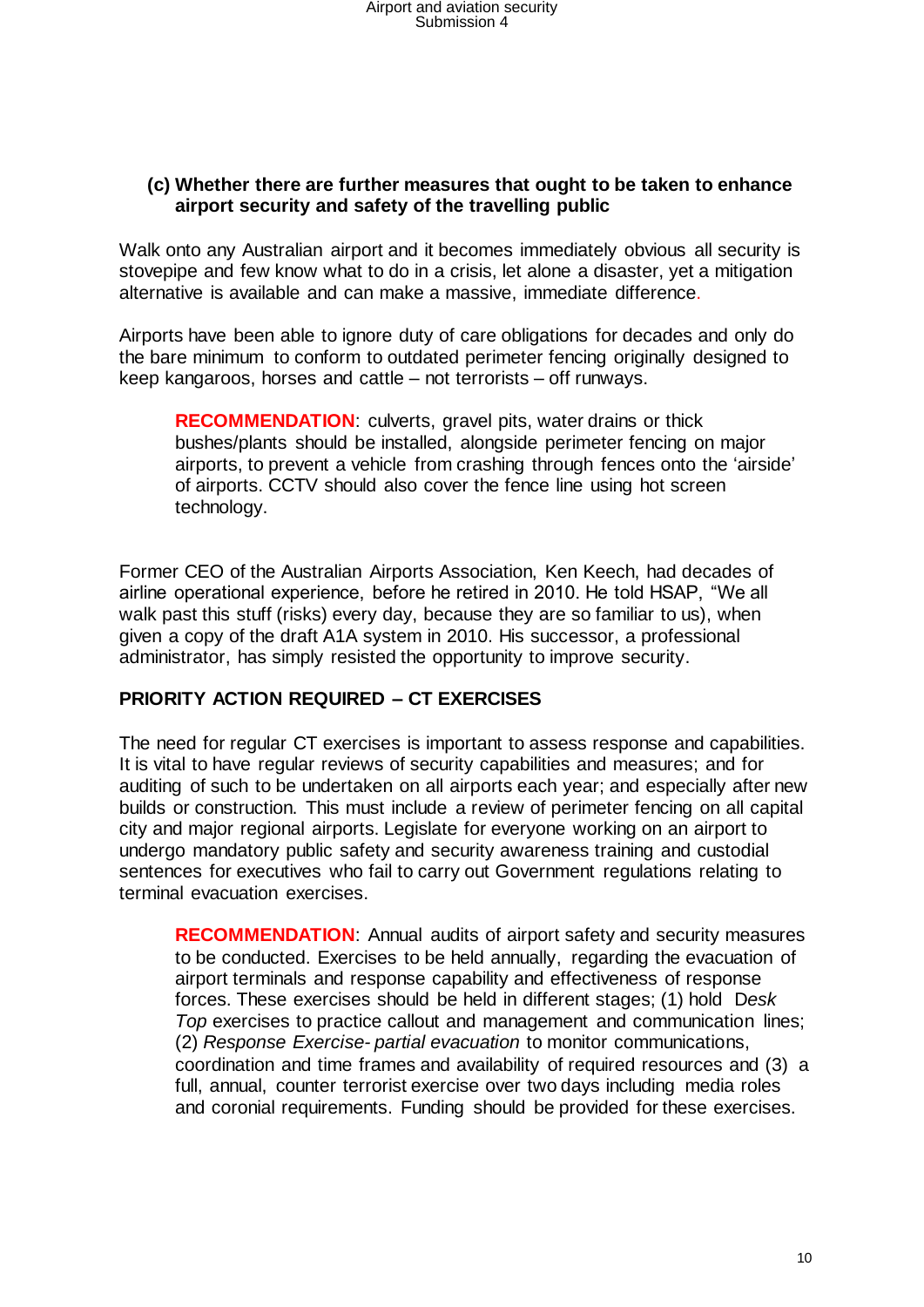### (c) Whether there are further measures that ought to be taken to enhance airport security and safety of the travelling public

Walk onto any Australian airport and it becomes immediately obvious all security is stovepipe and few know what to do in a crisis, let alone a disaster, yet a mitigation alternative is available and can make a massive, immediate difference.

Airports have been able to ignore duty of care obligations for decades and only do the bare minimum to conform to outdated perimeter fencing originally designed to keep kangaroos, horses and cattle – not terrorists – off runways.

> **RECOMMENDATION**: culverts, gravel pits, water drains or thick bushes/plants should be installed, alongside perimeter fencing on major airports, to prevent a vehicle from crashing through fences onto the 'airside' of airports. CCTV should also cover the fence line using hot screen technology.

Former CEO of the Australian Airports Association, Ken Keech, had decades of airline operational experience, before he retired in 2010. He told HSAP, "We all walk past this stuff (risks) every day, because they are so familiar to us), when given a copy of the draft A1A system in 2010. His successor, a professional administrator, has simply resisted the opportunity to improve security.

**PRIORITY ACTION REQUIRED – CT EXERCISES**

The need for regular CT exercises is important to assess response and capabilities. It is vital to have regular reviews of security capabilities and measures; and for auditing of such to be undertaken on all airports each year; and especially after new builds or construction. This must include a review of perimeter fencing on all capital city and major regional airports. Legislate for everyone working on an airport to undergo mandatory public safety and security awareness training and custodial sentences for executives who fail to carry out Government regulations relating to terminal evacuation exercises.

> **RECOMMENDATION**: Annual audits of airport safety and security measures to be conducted. Exercises to be held annually, regarding the evacuation of airport terminals and response capability and effectiveness of response forces. These exercises should be held in different stages; (1) hold *Desk Top* exercises to practice callout and management and communication lines; (2) *Response Exercise- partial evacuation* to monitor communications, coordination and time frames and availability of required resources and (3) a full, annual, counter terrorist exercise over two days including media roles and coronial requirements. Funding should be provided for these exercises.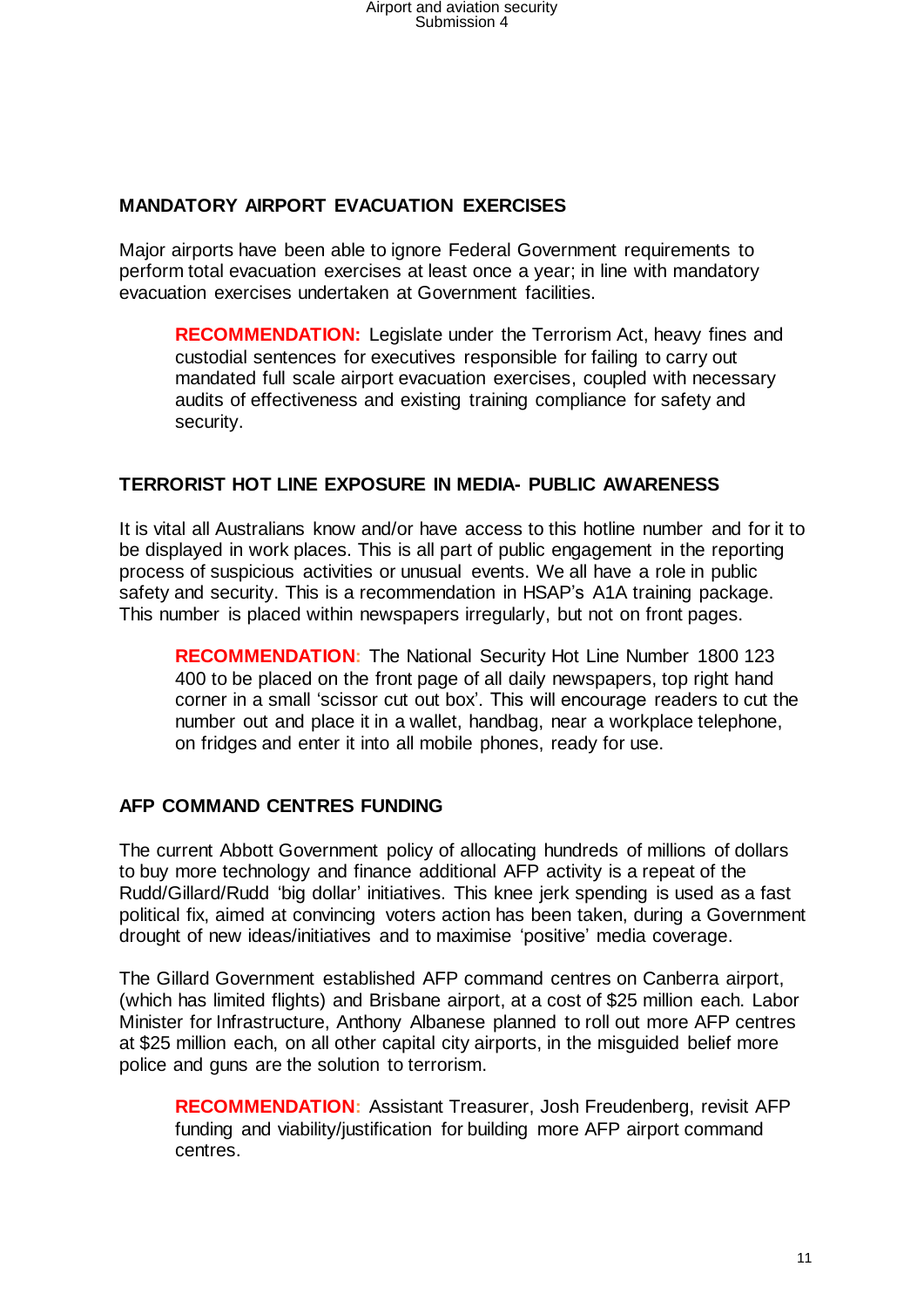## MANDATORY AIRPORT EVACUATION EXERCISES

Major airports have been able to ignore Federal Government requirements to perform total evacuation exercises at least once a year; in line with mandatory evacuation exercises undertaken at Government facilities.

> **RECOMMENDATION:** Legislate under the Terrorism Act, heavy fines and custodial sentences for executives responsible for failing to carry out mandated full scale airport evacuation exercises, coupled with necessary audits of effectiveness and existing training compliance for safety and security.

## TERRORIST HOT LINE EXPOSURE IN MEDIA- PUBLIC AWARENESS

It is vital all Australians know and/or have access to this hotline number and for it to be displayed in work places. This is all part of public engagement in the reporting process of suspicious activities or unusual events. We all have a role in public safety and security. This is a recommendation in HSAP's A1A training package. This number is placed within newspapers irregularly, but not on front pages.

> **RECOMMENDATION:** The National Security Hot Line Number 1800 123 400 to be placed on the front page of all daily newspapers, top right hand corner in a small 'scissor cut out box'. This will encourage readers to cut the number out and place it in a wallet, handbag, near a workplace telephone, on fridges and enter it into all mobile phones, ready for use.

## AFP COMMAND CENTRES FUNDING

The current Abbott Government policy of allocating hundreds of millions of dollars to buy more technology and finance additional AFP activity is a repeat of the Rudd/Gillard/Rudd 'big dollar' initiatives. This knee jerk spending is used as a fast political fix, aimed at convincing voters action has been taken, during a Government drought of new ideas/initiatives and to maximise 'positive' media coverage.

The Gillard Government established AFP command centres on Canberra airport, (which has limited flights) and Brisbane airport, at a cost of $25 million each. Labor Minister for Infrastructure, Anthony Albanese planned to roll out more AFP centres at $25 million each, on all other capital city airports, in the misguided belief more police and guns are the solution to terrorism.

> **RECOMMENDATION:** Assistant Treasurer, Josh Freudenberg, revisit AFP funding and viability/justification for building more AFP airport command centres.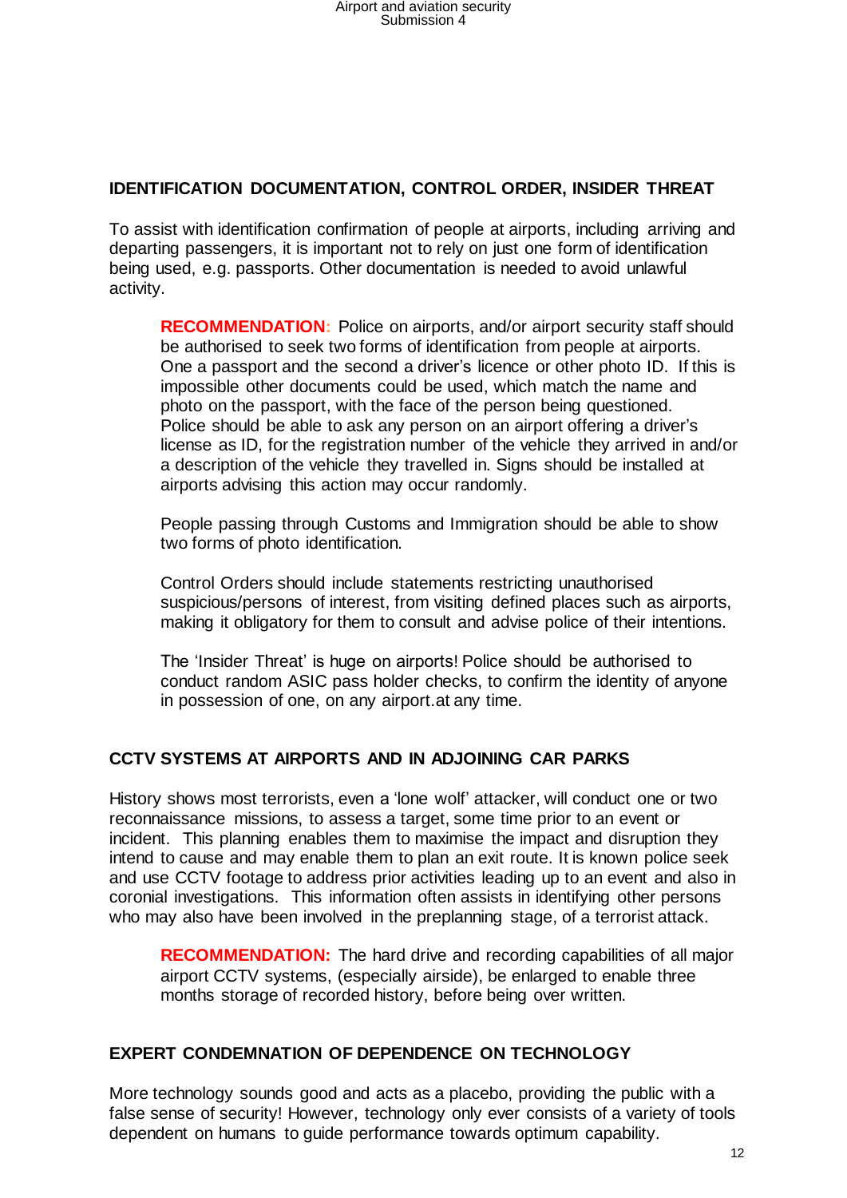## IDENTIFICATION DOCUMENTATION, CONTROL ORDER, INSIDER THREAT

To assist with identification confirmation of people at airports, including arriving and departing passengers, it is important not to rely on just one form of identification being used, e.g. passports. Other documentation is needed to avoid unlawful activity.

> **RECOMMENDATION:** Police on airports, and/or airport security staff should be authorised to seek two forms of identification from people at airports. One a passport and the second a driver's licence or other photo ID. If this is impossible other documents could be used, which match the name and photo on the passport, with the face of the person being questioned. Police should be able to ask any person on an airport offering a driver's license as ID, for the registration number of the vehicle they arrived in and/or a description of the vehicle they travelled in. Signs should be installed at airports advising this action may occur randomly.
>
> People passing through Customs and Immigration should be able to show two forms of photo identification.
>
> Control Orders should include statements restricting unauthorised suspicious/persons of interest, from visiting defined places such as airports, making it obligatory for them to consult and advise police of their intentions.
>
> The 'Insider Threat' is huge on airports! Police should be authorised to conduct random ASIC pass holder checks, to confirm the identity of anyone in possession of one, on any airport.at any time.

## CCTV SYSTEMS AT AIRPORTS AND IN ADJOINING CAR PARKS

History shows most terrorists, even a 'lone wolf' attacker, will conduct one or two reconnaissance missions, to assess a target, some time prior to an event or incident. This planning enables them to maximise the impact and disruption they intend to cause and may enable them to plan an exit route. It is known police seek and use CCTV footage to address prior activities leading up to an event and also in coronial investigations. This information often assists in identifying other persons who may also have been involved in the preplanning stage, of a terrorist attack.

> **RECOMMENDATION:** The hard drive and recording capabilities of all major airport CCTV systems, (especially airside), be enlarged to enable three months storage of recorded history, before being over written.

## EXPERT CONDEMNATION OF DEPENDENCE ON TECHNOLOGY

More technology sounds good and acts as a placebo, providing the public with a false sense of security! However, technology only ever consists of a variety of tools dependent on humans to guide performance towards optimum capability.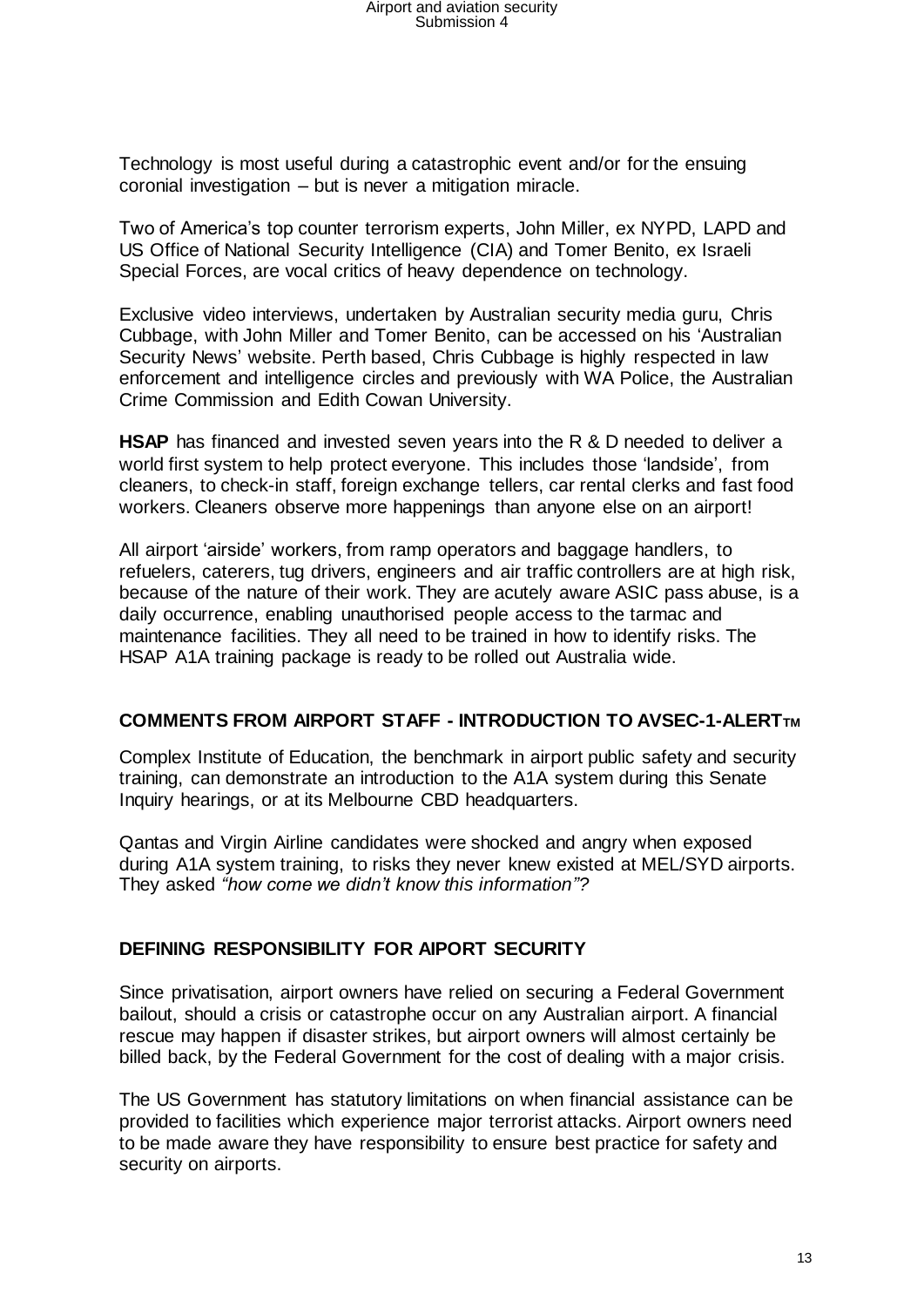Technology is most useful during a catastrophic event and/or for the ensuing coronial investigation – but is never a mitigation miracle.

Two of America's top counter terrorism experts, John Miller, ex NYPD, LAPD and US Office of National Security Intelligence (CIA) and Tomer Benito, ex Israeli Special Forces, are vocal critics of heavy dependence on technology.

Exclusive video interviews, undertaken by Australian security media guru, Chris Cubbage, with John Miller and Tomer Benito, can be accessed on his 'Australian Security News' website. Perth based, Chris Cubbage is highly respected in law enforcement and intelligence circles and previously with WA Police, the Australian Crime Commission and Edith Cowan University.

**HSAP** has financed and invested seven years into the R & D needed to deliver a world first system to help protect everyone. This includes those 'landside', from cleaners, to check-in staff, foreign exchange tellers, car rental clerks and fast food workers. Cleaners observe more happenings than anyone else on an airport!

All airport 'airside' workers, from ramp operators and baggage handlers, to refuelers, caterers, tug drivers, engineers and air traffic controllers are at high risk, because of the nature of their work. They are acutely aware ASIC pass abuse, is a daily occurrence, enabling unauthorised people access to the tarmac and maintenance facilities. They all need to be trained in how to identify risks. The HSAP A1A training package is ready to be rolled out Australia wide.

## COMMENTS FROM AIRPORT STAFF - INTRODUCTION TO AVSEC-1-ALERT™

Complex Institute of Education, the benchmark in airport public safety and security training, can demonstrate an introduction to the A1A system during this Senate Inquiry hearings, or at its Melbourne CBD headquarters.

Qantas and Virgin Airline candidates were shocked and angry when exposed during A1A system training, to risks they never knew existed at MEL/SYD airports. They asked *"how come we didn't know this information"?*

## DEFINING RESPONSIBILITY FOR AIPORT SECURITY

Since privatisation, airport owners have relied on securing a Federal Government bailout, should a crisis or catastrophe occur on any Australian airport. A financial rescue may happen if disaster strikes, but airport owners will almost certainly be billed back, by the Federal Government for the cost of dealing with a major crisis.

The US Government has statutory limitations on when financial assistance can be provided to facilities which experience major terrorist attacks. Airport owners need to be made aware they have responsibility to ensure best practice for safety and security on airports.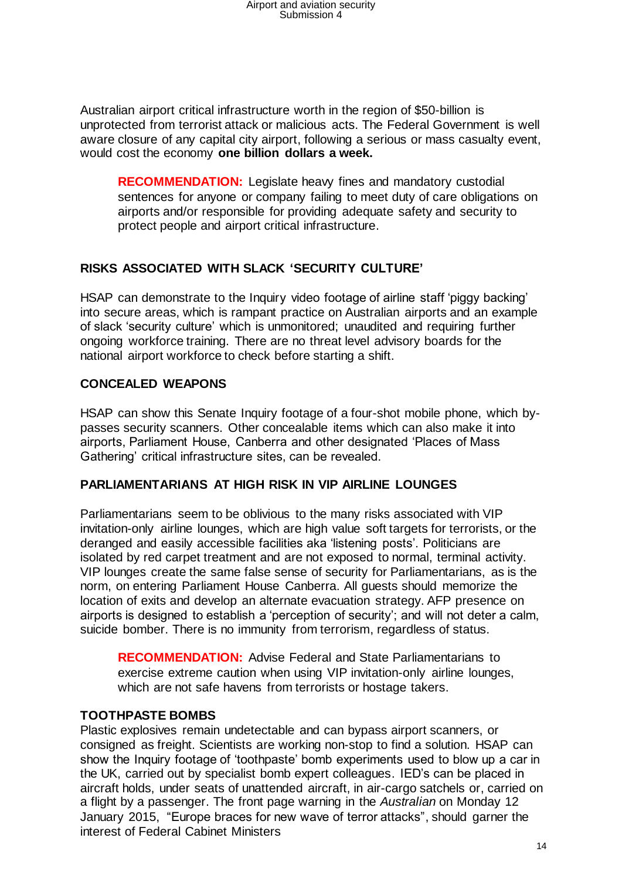Australian airport critical infrastructure worth in the region of $50-billion is unprotected from terrorist attack or malicious acts. The Federal Government is well aware closure of any capital city airport, following a serious or mass casualty event, would cost the economy **one billion dollars a week.**

> **RECOMMENDATION:** Legislate heavy fines and mandatory custodial sentences for anyone or company failing to meet duty of care obligations on airports and/or responsible for providing adequate safety and security to protect people and airport critical infrastructure.

## RISKS ASSOCIATED WITH SLACK 'SECURITY CULTURE'

HSAP can demonstrate to the Inquiry video footage of airline staff 'piggy backing' into secure areas, which is rampant practice on Australian airports and an example of slack 'security culture' which is unmonitored; unaudited and requiring further ongoing workforce training. There are no threat level advisory boards for the national airport workforce to check before starting a shift.

## CONCEALED WEAPONS

HSAP can show this Senate Inquiry footage of a four-shot mobile phone, which by-passes security scanners. Other concealable items which can also make it into airports, Parliament House, Canberra and other designated 'Places of Mass Gathering' critical infrastructure sites, can be revealed.

## PARLIAMENTARIANS AT HIGH RISK IN VIP AIRLINE LOUNGES

Parliamentarians seem to be oblivious to the many risks associated with VIP invitation-only airline lounges, which are high value soft targets for terrorists, or the deranged and easily accessible facilities aka 'listening posts'. Politicians are isolated by red carpet treatment and are not exposed to normal, terminal activity. VIP lounges create the same false sense of security for Parliamentarians, as is the norm, on entering Parliament House Canberra. All guests should memorize the location of exits and develop an alternate evacuation strategy. AFP presence on airports is designed to establish a 'perception of security'; and will not deter a calm, suicide bomber. There is no immunity from terrorism, regardless of status.

> **RECOMMENDATION:** Advise Federal and State Parliamentarians to exercise extreme caution when using VIP invitation-only airline lounges, which are not safe havens from terrorists or hostage takers.

## TOOTHPASTE BOMBS

Plastic explosives remain undetectable and can bypass airport scanners, or consigned as freight. Scientists are working non-stop to find a solution. HSAP can show the Inquiry footage of 'toothpaste' bomb experiments used to blow up a car in the UK, carried out by specialist bomb expert colleagues. IED's can be placed in aircraft holds, under seats of unattended aircraft, in air-cargo satchels or, carried on a flight by a passenger. The front page warning in the *Australian* on Monday 12 January 2015, "Europe braces for new wave of terror attacks", should garner the interest of Federal Cabinet Ministers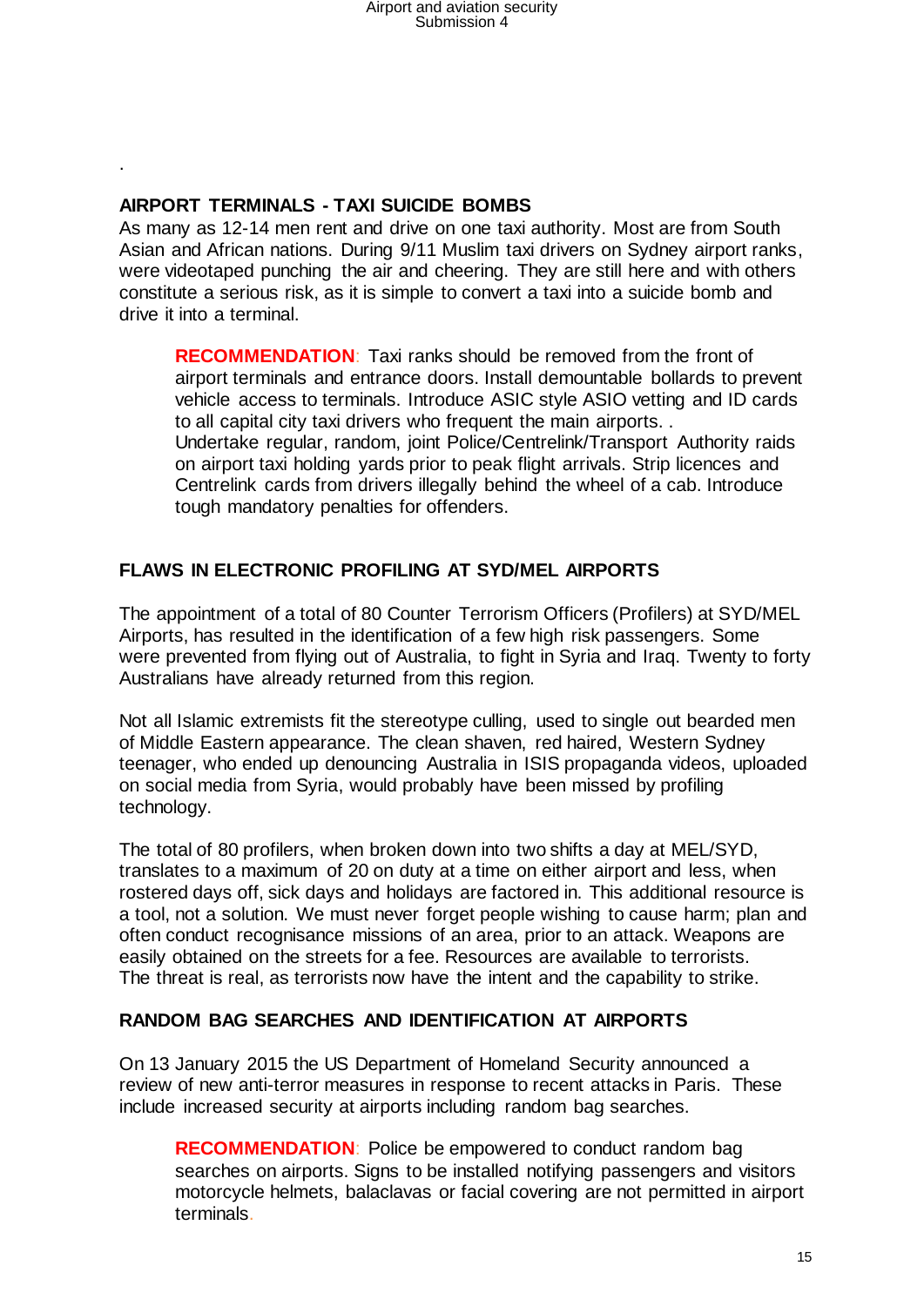.

**AIRPORT TERMINALS - TAXI SUICIDE BOMBS**

As many as 12-14 men rent and drive on one taxi authority. Most are from South Asian and African nations. During 9/11 Muslim taxi drivers on Sydney airport ranks, were videotaped punching the air and cheering. They are still here and with others constitute a serious risk, as it is simple to convert a taxi into a suicide bomb and drive it into a terminal.

> **RECOMMENDATION**: Taxi ranks should be removed from the front of airport terminals and entrance doors. Install demountable bollards to prevent vehicle access to terminals. Introduce ASIC style ASIO vetting and ID cards to all capital city taxi drivers who frequent the main airports. .
> Undertake regular, random, joint Police/Centrelink/Transport Authority raids on airport taxi holding yards prior to peak flight arrivals. Strip licences and Centrelink cards from drivers illegally behind the wheel of a cab. Introduce tough mandatory penalties for offenders.

**FLAWS IN ELECTRONIC PROFILING AT SYD/MEL AIRPORTS**

The appointment of a total of 80 Counter Terrorism Officers (Profilers) at SYD/MEL Airports, has resulted in the identification of a few high risk passengers. Some were prevented from flying out of Australia, to fight in Syria and Iraq. Twenty to forty Australians have already returned from this region.

Not all Islamic extremists fit the stereotype culling, used to single out bearded men of Middle Eastern appearance. The clean shaven, red haired, Western Sydney teenager, who ended up denouncing Australia in ISIS propaganda videos, uploaded on social media from Syria, would probably have been missed by profiling technology.

The total of 80 profilers, when broken down into two shifts a day at MEL/SYD, translates to a maximum of 20 on duty at a time on either airport and less, when rostered days off, sick days and holidays are factored in. This additional resource is a tool, not a solution. We must never forget people wishing to cause harm; plan and often conduct recognisance missions of an area, prior to an attack. Weapons are easily obtained on the streets for a fee. Resources are available to terrorists. The threat is real, as terrorists now have the intent and the capability to strike.

**RANDOM BAG SEARCHES AND IDENTIFICATION AT AIRPORTS**

On 13 January 2015 the US Department of Homeland Security announced a review of new anti-terror measures in response to recent attacks in Paris. These include increased security at airports including random bag searches.

> **RECOMMENDATION**: Police be empowered to conduct random bag searches on airports. Signs to be installed notifying passengers and visitors motorcycle helmets, balaclavas or facial covering are not permitted in airport terminals.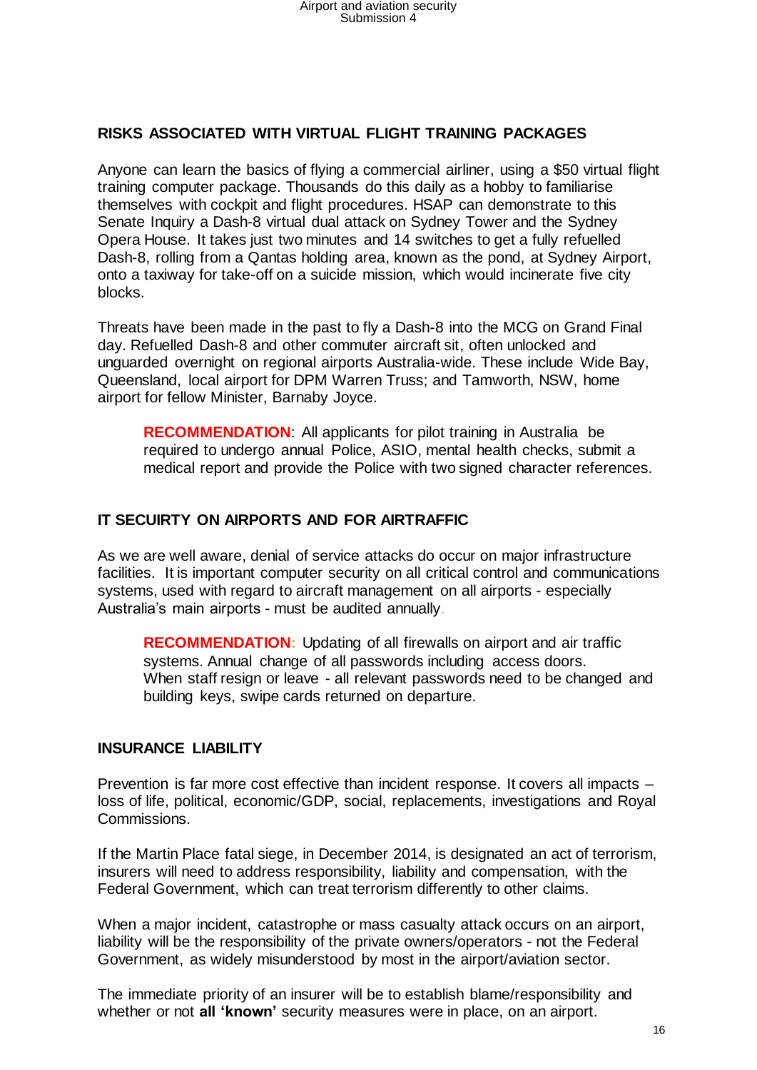## RISKS ASSOCIATED WITH VIRTUAL FLIGHT TRAINING PACKAGES

Anyone can learn the basics of flying a commercial airliner, using a $50 virtual flight training computer package. Thousands do this daily as a hobby to familiarise themselves with cockpit and flight procedures. HSAP can demonstrate to this Senate Inquiry a Dash-8 virtual dual attack on Sydney Tower and the Sydney Opera House. It takes just two minutes and 14 switches to get a fully refuelled Dash-8, rolling from a Qantas holding area, known as the pond, at Sydney Airport, onto a taxiway for take-off on a suicide mission, which would incinerate five city blocks.

Threats have been made in the past to fly a Dash-8 into the MCG on Grand Final day. Refuelled Dash-8 and other commuter aircraft sit, often unlocked and unguarded overnight on regional airports Australia-wide. These include Wide Bay, Queensland, local airport for DPM Warren Truss; and Tamworth, NSW, home airport for fellow Minister, Barnaby Joyce.

> **RECOMMENDATION**: All applicants for pilot training in Australia be required to undergo annual Police, ASIO, mental health checks, submit a medical report and provide the Police with two signed character references.

## IT SECUIRTY ON AIRPORTS AND FOR AIRTRAFFIC

As we are well aware, denial of service attacks do occur on major infrastructure facilities. It is important computer security on all critical control and communications systems, used with regard to aircraft management on all airports - especially Australia's main airports - must be audited annually.

> **RECOMMENDATION:** Updating of all firewalls on airport and air traffic systems. Annual change of all passwords including access doors. When staff resign or leave - all relevant passwords need to be changed and building keys, swipe cards returned on departure.

## INSURANCE LIABILITY

Prevention is far more cost effective than incident response. It covers all impacts – loss of life, political, economic/GDP, social, replacements, investigations and Royal Commissions.

If the Martin Place fatal siege, in December 2014, is designated an act of terrorism, insurers will need to address responsibility, liability and compensation, with the Federal Government, which can treat terrorism differently to other claims.

When a major incident, catastrophe or mass casualty attack occurs on an airport, liability will be the responsibility of the private owners/operators - not the Federal Government, as widely misunderstood by most in the airport/aviation sector.

The immediate priority of an insurer will be to establish blame/responsibility and whether or not **all 'known'** security measures were in place, on an airport.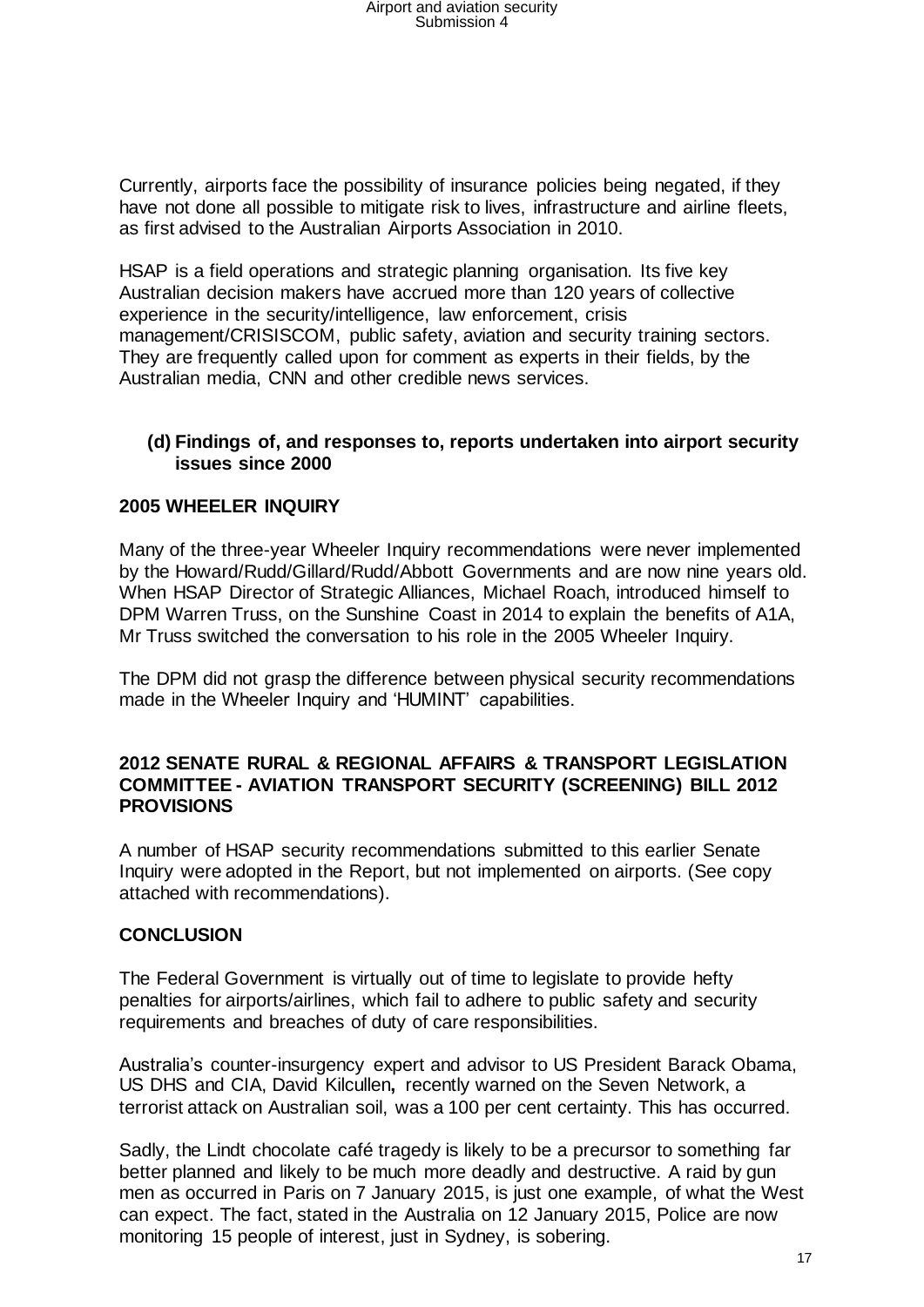Currently, airports face the possibility of insurance policies being negated, if they have not done all possible to mitigate risk to lives, infrastructure and airline fleets, as first advised to the Australian Airports Association in 2010.

HSAP is a field operations and strategic planning organisation. Its five key Australian decision makers have accrued more than 120 years of collective experience in the security/intelligence, law enforcement, crisis management/CRISISCOM, public safety, aviation and security training sectors. They are frequently called upon for comment as experts in their fields, by the Australian media, CNN and other credible news services.

**(d) Findings of, and responses to, reports undertaken into airport security issues since 2000**

**2005 WHEELER INQUIRY**

Many of the three-year Wheeler Inquiry recommendations were never implemented by the Howard/Rudd/Gillard/Rudd/Abbott Governments and are now nine years old. When HSAP Director of Strategic Alliances, Michael Roach, introduced himself to DPM Warren Truss, on the Sunshine Coast in 2014 to explain the benefits of A1A, Mr Truss switched the conversation to his role in the 2005 Wheeler Inquiry.

The DPM did not grasp the difference between physical security recommendations made in the Wheeler Inquiry and 'HUMINT' capabilities.

**2012 SENATE RURAL & REGIONAL AFFAIRS & TRANSPORT LEGISLATION COMMITTEE - AVIATION TRANSPORT SECURITY (SCREENING) BILL 2012 PROVISIONS**

A number of HSAP security recommendations submitted to this earlier Senate Inquiry were adopted in the Report, but not implemented on airports. (See copy attached with recommendations).

**CONCLUSION**

The Federal Government is virtually out of time to legislate to provide hefty penalties for airports/airlines, which fail to adhere to public safety and security requirements and breaches of duty of care responsibilities.

Australia's counter-insurgency expert and advisor to US President Barack Obama, US DHS and CIA, David Kilcullen**,** recently warned on the Seven Network, a terrorist attack on Australian soil, was a 100 per cent certainty. This has occurred.

Sadly, the Lindt chocolate café tragedy is likely to be a precursor to something far better planned and likely to be much more deadly and destructive. A raid by gun men as occurred in Paris on 7 January 2015, is just one example, of what the West can expect. The fact, stated in the Australia on 12 January 2015, Police are now monitoring 15 people of interest, just in Sydney, is sobering.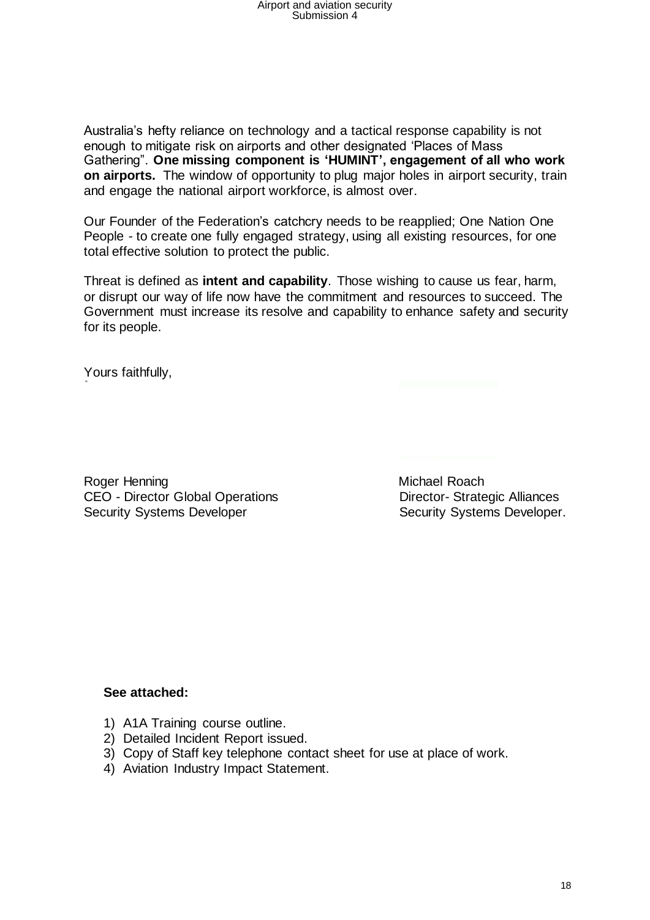Australia's hefty reliance on technology and a tactical response capability is not enough to mitigate risk on airports and other designated 'Places of Mass Gathering". **One missing component is 'HUMINT', engagement of all who work on airports.** The window of opportunity to plug major holes in airport security, train and engage the national airport workforce, is almost over.

Our Founder of the Federation's catchcry needs to be reapplied; One Nation One People - to create one fully engaged strategy, using all existing resources, for one total effective solution to protect the public.

Threat is defined as **intent and capability**. Those wishing to cause us fear, harm, or disrupt our way of life now have the commitment and resources to succeed. The Government must increase its resolve and capability to enhance safety and security for its people.

Yours faithfully,

Roger Henning
CEO - Director Global Operations
Security Systems Developer

Michael Roach
Director- Strategic Alliances
Security Systems Developer.

**See attached:**

1) A1A Training course outline.
2) Detailed Incident Report issued.
3) Copy of Staff key telephone contact sheet for use at place of work.
4) Aviation Industry Impact Statement.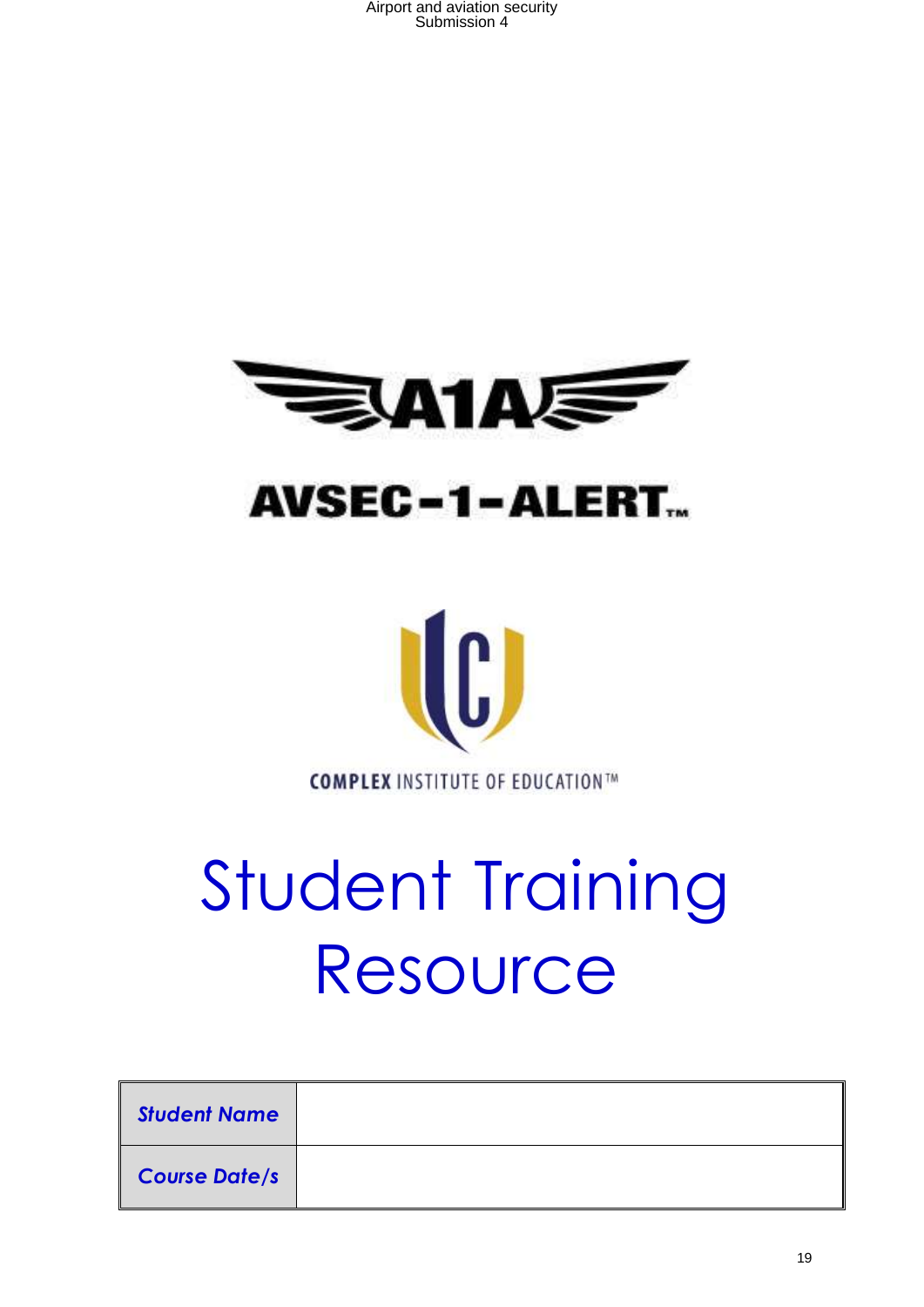AVSEC-1-ALERT™

COMPLEX INSTITUTE OF EDUCATION™

# Student Training Resource

| ***Student Name*** | |
|---|---|
| ***Course Date/s*** | |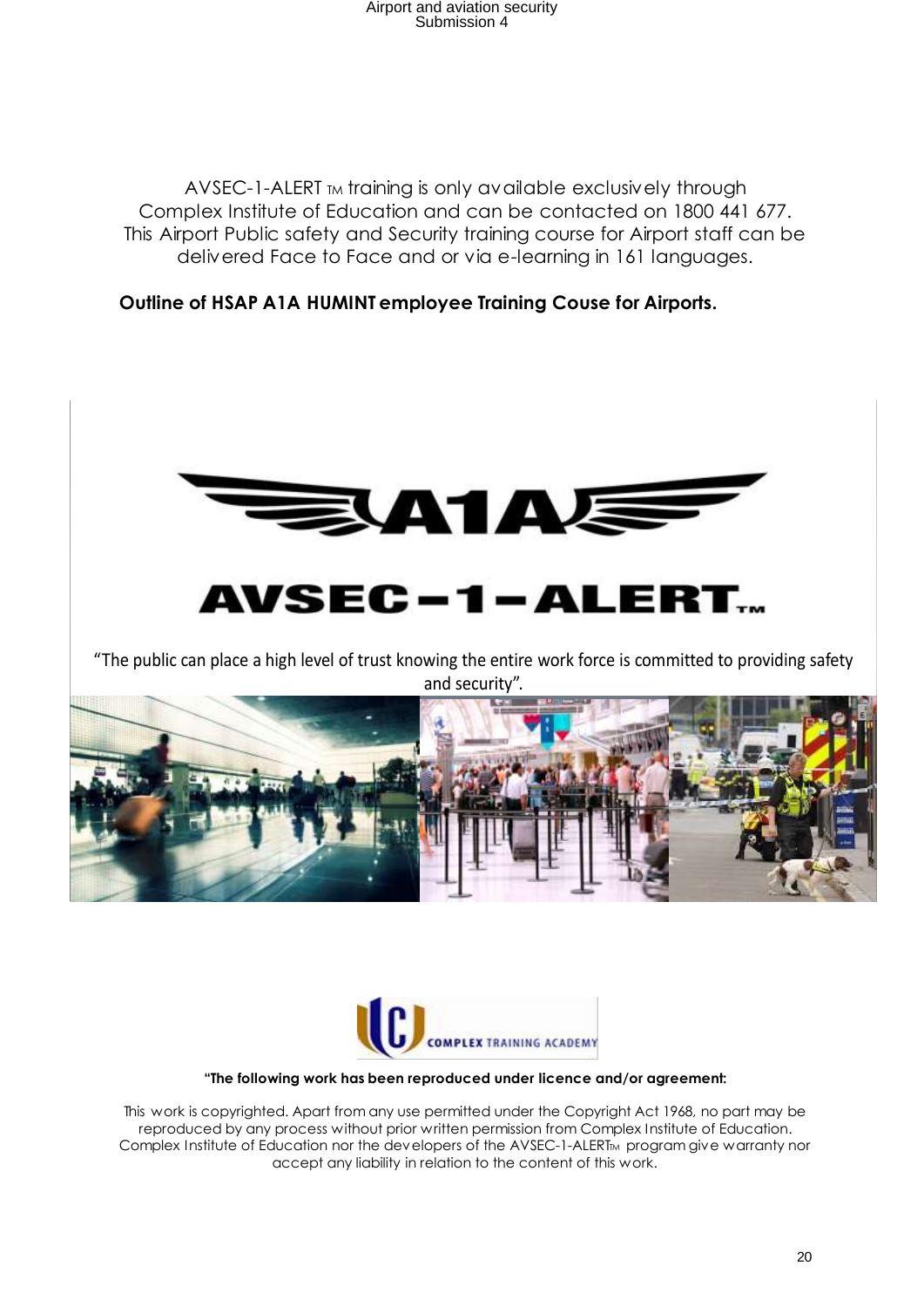AVSEC-1-ALERT ™ training is only available exclusively through Complex Institute of Education and can be contacted on 1800 441 677. This Airport Public safety and Security training course for Airport staff can be delivered Face to Face and or via e-learning in 161 languages.

**Outline of HSAP A1A HUMINT employee Training Couse for Airports.**

A1A

AVSEC-1-ALERT™

"The public can place a high level of trust knowing the entire work force is committed to providing safety and security".

COMPLEX TRAINING ACADEMY

**"The following work has been reproduced under licence and/or agreement:**

This work is copyrighted. Apart from any use permitted under the Copyright Act 1968, no part may be reproduced by any process without prior written permission from Complex Institute of Education. Complex Institute of Education nor the developers of the AVSEC-1-ALERT™ program give warranty nor accept any liability in relation to the content of this work.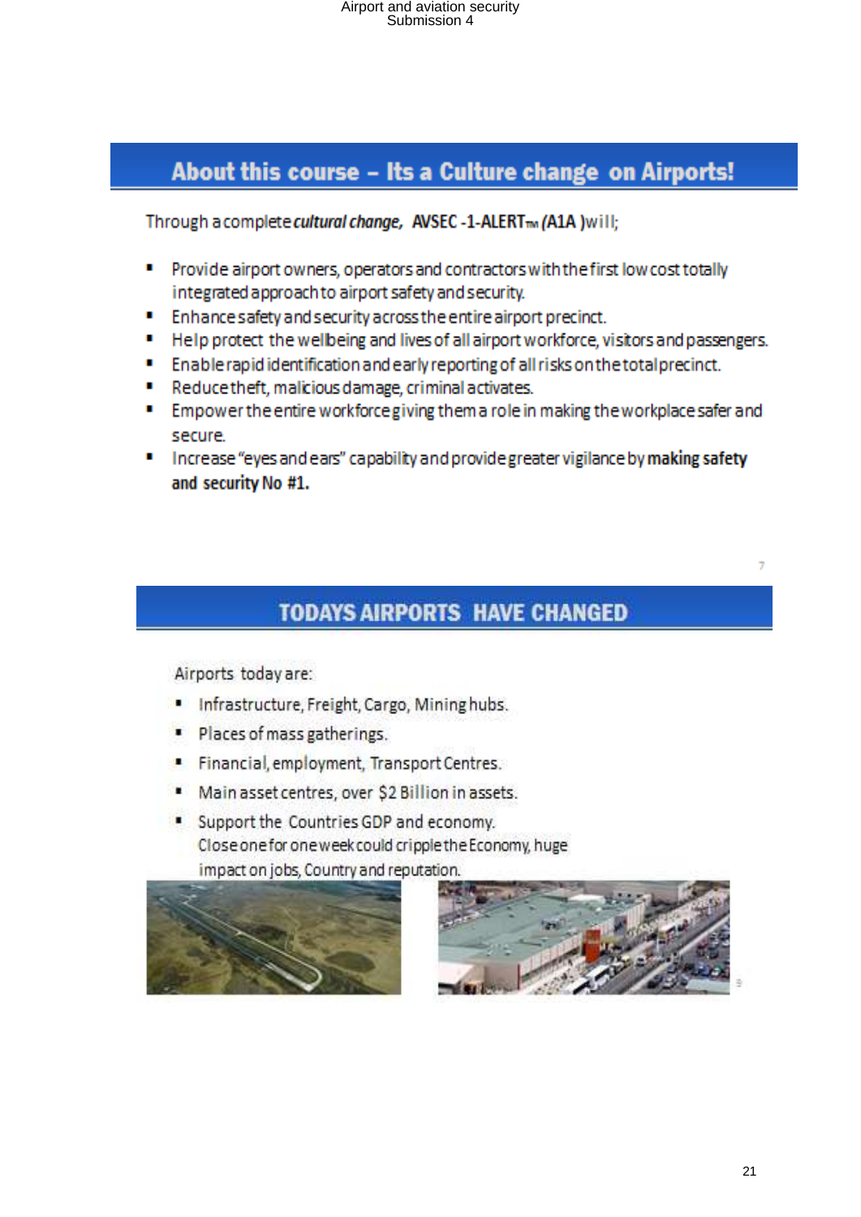## About this course – Its a Culture change on Airports!

Through a complete ***cultural change***, **AVSEC -1-ALERT™ (A1A )** will;

- Provide airport owners, operators and contractors with the first low cost totally integrated approach to airport safety and security.
- Enhance safety and security across the entire airport precinct.
- Help protect the wellbeing and lives of all airport workforce, visitors and passengers.
- Enable rapid identification and early reporting of all risks on the total precinct.
- Reduce theft, malicious damage, criminal activates.
- Empower the entire workforce giving them a role in making the workplace safer and secure.
- Increase "eyes and ears" capability and provide greater vigilance by **making safety and security No #1.**

## TODAYS AIRPORTS HAVE CHANGED

Airports today are:

- Infrastructure, Freight, Cargo, Mining hubs.
- Places of mass gatherings.
- Financial, employment, Transport Centres.
- Main asset centres, over $2 Billion in assets.
- Support the Countries GDP and economy.
  Close one for one week could cripple the Economy, huge impact on jobs, Country and reputation.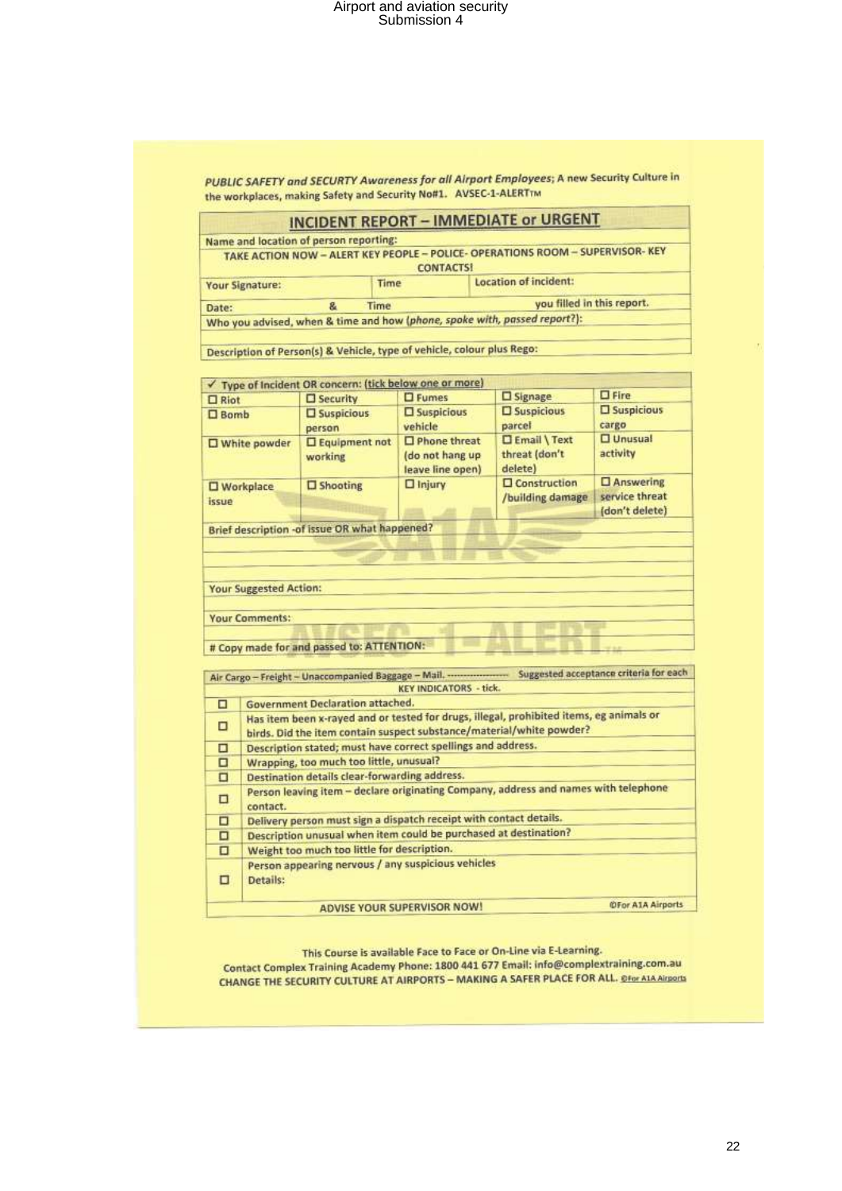*PUBLIC SAFETY and SECURTY Awareness for all Airport Employees*; A new Security Culture in the workplaces, making Safety and Security No#1. AVSEC-1-ALERT™

## INCIDENT REPORT – IMMEDIATE or URGENT

Name and location of person reporting:

TAKE ACTION NOW – ALERT KEY PEOPLE – POLICE- OPERATIONS ROOM – SUPERVISOR- KEY CONTACTS!

| Your Signature: | Time | Location of incident: |
|---|---|---|
| Date: & | Time | you filled in this report. |

Who you advised, when & time and how (*phone, spoke with, passed report?*):

Description of Person(s) & Vehicle, type of vehicle, colour plus Rego:

✓ Type of Incident OR concern: (tick below one or more)

| | | | | |
|---|---|---|---|---|
| ☐ Riot | ☐ Security | ☐ Fumes | ☐ Signage | ☐ Fire |
| ☐ Bomb | ☐ Suspicious person | ☐ Suspicious vehicle | ☐ Suspicious parcel | ☐ Suspicious cargo |
| ☐ White powder | ☐ Equipment not working | ☐ Phone threat (do not hang up leave line open) | ☐ Email \ Text threat (don't delete) | ☐ Unusual activity |
| ☐ Workplace issue | ☐ Shooting | ☐ Injury | ☐ Construction /building damage | ☐ Answering service threat (don't delete) |

Brief description -of issue OR what happened?

Your Suggested Action:

Your Comments:

# Copy made for and passed to: ATTENTION:

Air Cargo – Freight – Unaccompanied Baggage – Mail. ------------------ Suggested acceptance criteria for each

KEY INDICATORS - tick.

| | |
|---|---|
| ☐ | Government Declaration attached. |
| ☐ | Has item been x-rayed and or tested for drugs, illegal, prohibited items, eg animals or birds. Did the item contain suspect substance/material/white powder? |
| ☐ | Description stated; must have correct spellings and address. |
| ☐ | Wrapping, too much too little, unusual? |
| ☐ | Destination details clear-forwarding address. |
| ☐ | Person leaving item – declare originating Company, address and names with telephone contact. |
| ☐ | Delivery person must sign a dispatch receipt with contact details. |
| ☐ | Description unusual when item could be purchased at destination? |
| ☐ | Weight too much too little for description. |
| ☐ | Person appearing nervous / any suspicious vehicles Details: |

ADVISE YOUR SUPERVISOR NOW! ©For A1A Airports

This Course is available Face to Face or On-Line via E-Learning.
Contact Complex Training Academy Phone: 1800 441 677 Email: info@complextraining.com.au
CHANGE THE SECURITY CULTURE AT AIRPORTS – MAKING A SAFER PLACE FOR ALL. ©For A1A Airports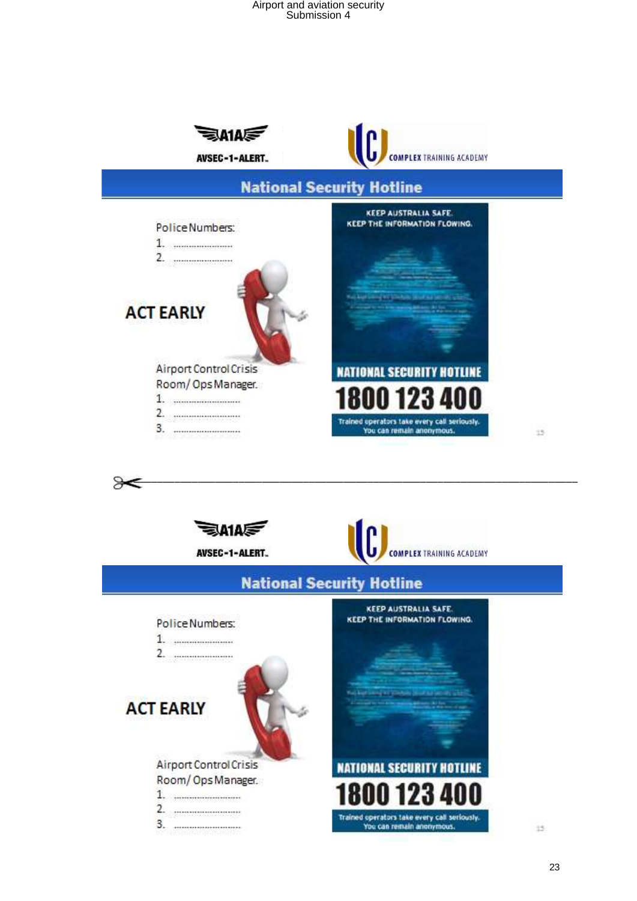AVSEC-1-ALERT.

COMPLEX TRAINING ACADEMY

## National Security Hotline

Police Numbers:

1. ......................
2. ......................

**ACT EARLY**

Airport Control Crisis Room/ Ops Manager.

1. ..........................
2. ..........................
3. ..........................

KEEP AUSTRALIA SAFE.
KEEP THE INFORMATION FLOWING.

**NATIONAL SECURITY HOTLINE**

**1800 123 400**

Trained operators take every call seriously.
You can remain anonymous.

---

AVSEC-1-ALERT.

COMPLEX TRAINING ACADEMY

## National Security Hotline

Police Numbers:

1. ......................
2. ......................

**ACT EARLY**

Airport Control Crisis Room/ Ops Manager.

1. ..........................
2. ..........................
3. ..........................

KEEP AUSTRALIA SAFE.
KEEP THE INFORMATION FLOWING.

**NATIONAL SECURITY HOTLINE**

**1800 123 400**

Trained operators take every call seriously.
You can remain anonymous.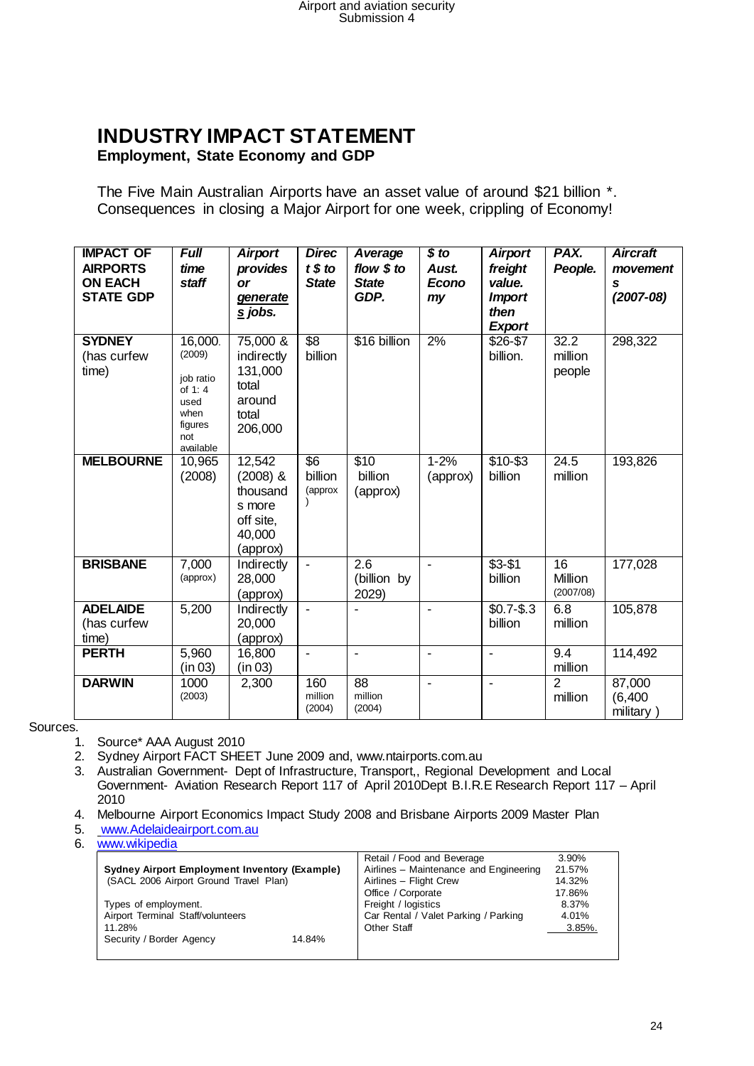# INDUSTRY IMPACT STATEMENT

**Employment, State Economy and GDP**

The Five Main Australian Airports have an asset value of around $21 billion *. Consequences in closing a Major Airport for one week, crippling of Economy!

| **IMPACT OF AIRPORTS ON EACH STATE GDP** | ***Full time staff*** | ***Airport provides or generates jobs.*** | ***Direct $ to State*** | ***Average flow $ to State GDP.*** | ***$ to Aust. Economy*** | ***Airport freight value. Import then Export*** | ***PAX. People.*** | ***Aircraft movements (2007-08)*** |
|---|---|---|---|---|---|---|---|---|
| **SYDNEY** (has curfew time) | 16,000. (2009) job ratio of 1: 4 used when figures not available | 75,000 & indirectly 131,000 total around total 206,000 | $8 billion | $16 billion | 2% | $26-$7 billion. | 32.2 million people | 298,322 |
| **MELBOURNE** | 10,965 (2008) | 12,542 (2008) & thousands more off site, 40,000 (approx) | $6 billion (approx) | $10 billion (approx) | 1-2% (approx) | $10-$3 billion | 24.5 million | 193,826 |
| **BRISBANE** | 7,000 (approx) | Indirectly 28,000 (approx) | - | 2.6 (billion by 2029) | - | $3-$1 billion | 16 Million (2007/08) | 177,028 |
| **ADELAIDE** (has curfew time) | 5,200 | Indirectly 20,000 (approx) | - | - | - | $0.7-$.3 billion | 6.8 million | 105,878 |
| **PERTH** | 5,960 (in 03) | 16,800 (in 03) | - | - | - | - | 9.4 million | 114,492 |
| **DARWIN** | 1000 (2003) | 2,300 | 160 million (2004) | 88 million (2004) | - | - | 2 million | 87,000 (6,400 military ) |

Sources.

1. Source* AAA August 2010
2. Sydney Airport FACT SHEET June 2009 and, www.ntairports.com.au
3. Australian Government- Dept of Infrastructure, Transport,, Regional Development and Local Government- Aviation Research Report 117 of April 2010Dept B.I.R.E Research Report 117 – April 2010
4. Melbourne Airport Economics Impact Study 2008 and Brisbane Airports 2009 Master Plan
5. www.Adelaideairport.com.au
6. www.wikipedia

**Sydney Airport Employment Inventory (Example)**
(SACL 2006 Airport Ground Travel Plan)

Types of employment.

| Type | Percentage |
|---|---|
| Airport Terminal Staff/volunteers | 11.28% |
| Security / Border Agency | 14.84% |
| Retail / Food and Beverage | 3.90% |
| Airlines – Maintenance and Engineering | 21.57% |
| Airlines – Flight Crew | 14.32% |
| Office / Corporate | 17.86% |
| Freight / logistics | 8.37% |
| Car Rental / Valet Parking / Parking | 4.01% |
| Other Staff | 3.85%. |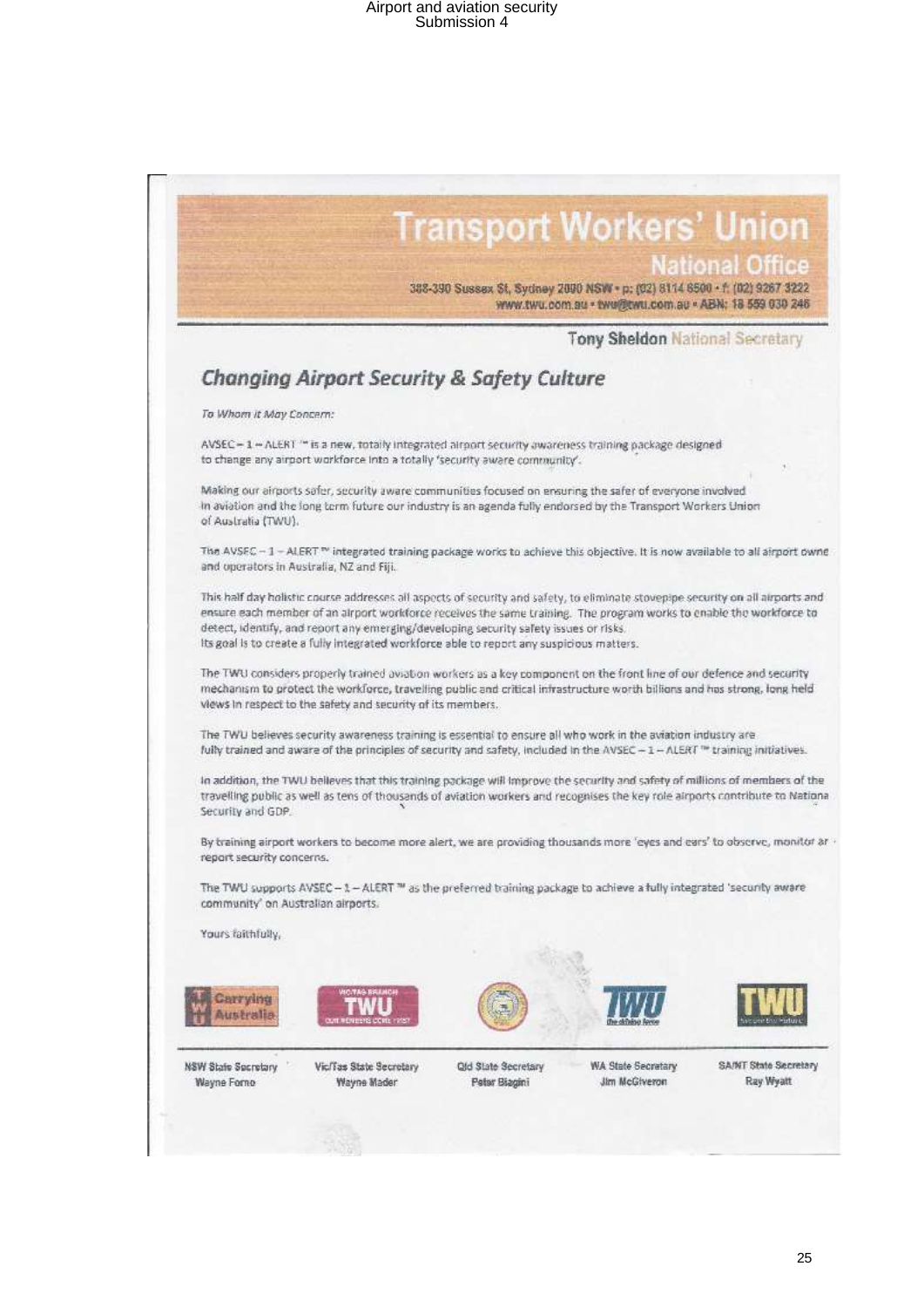# Transport Workers' Union

## National Office

388-390 Sussex St, Sydney 2000 NSW • p: (02) 8114 6500 • f: (02) 9267 3222
www.twu.com.au • twu@twu.com.au • ABN: 18 559 030 246

**Tony Sheldon** National Secretary

## *Changing Airport Security & Safety Culture*

*To Whom it May Concern:*

AVSEC – 1 – ALERT ™ is a new, totally integrated airport security awareness training package designed to change any airport workforce into a totally 'security aware community'.

Making our airports safer, security aware communities focused on ensuring the safer of everyone involved in aviation and the long term future our industry is an agenda fully endorsed by the Transport Workers Union of Australia (TWU).

The AVSEC – 1 – ALERT ™ integrated training package works to achieve this objective. It is now available to all airport owne and operators in Australia, NZ and Fiji.

This half day holistic course addresses all aspects of security and safety, to eliminate stovepipe security on all airports and ensure each member of an airport workforce receives the same training. The program works to enable the workforce to detect, identify, and report any emerging/developing security safety issues or risks.
Its goal is to create a fully integrated workforce able to report any suspicious matters.

The TWU considers properly trained aviation workers as a key component on the front line of our defence and security mechanism to protect the workforce, travelling public and critical infrastructure worth billions and has strong, long held views in respect to the safety and security of its members.

The TWU believes security awareness training is essential to ensure all who work in the aviation industry are fully trained and aware of the principles of security and safety, included in the AVSEC – 1 – ALERT ™ training initiatives.

In addition, the TWU believes that this training package will improve the security and safety of millions of members of the travelling public as well as tens of thousands of aviation workers and recognises the key role airports contribute to Nationa Security and GDP.

By training airport workers to become more alert, we are providing thousands more 'eyes and ears' to observe, monitor ar report security concerns.

The TWU supports AVSEC – 1 – ALERT ™ as the preferred training package to achieve a fully integrated 'security aware community' on Australian airports.

Yours faithfully,

| NSW State Secretary | Vic/Tas State Secretary | Qld State Secretary | WA State Secretary | SA/NT State Secretary |
|---|---|---|---|---|
| Wayne Forno | Wayne Mader | Peter Biagini | Jim McGiveron | Ray Wyatt |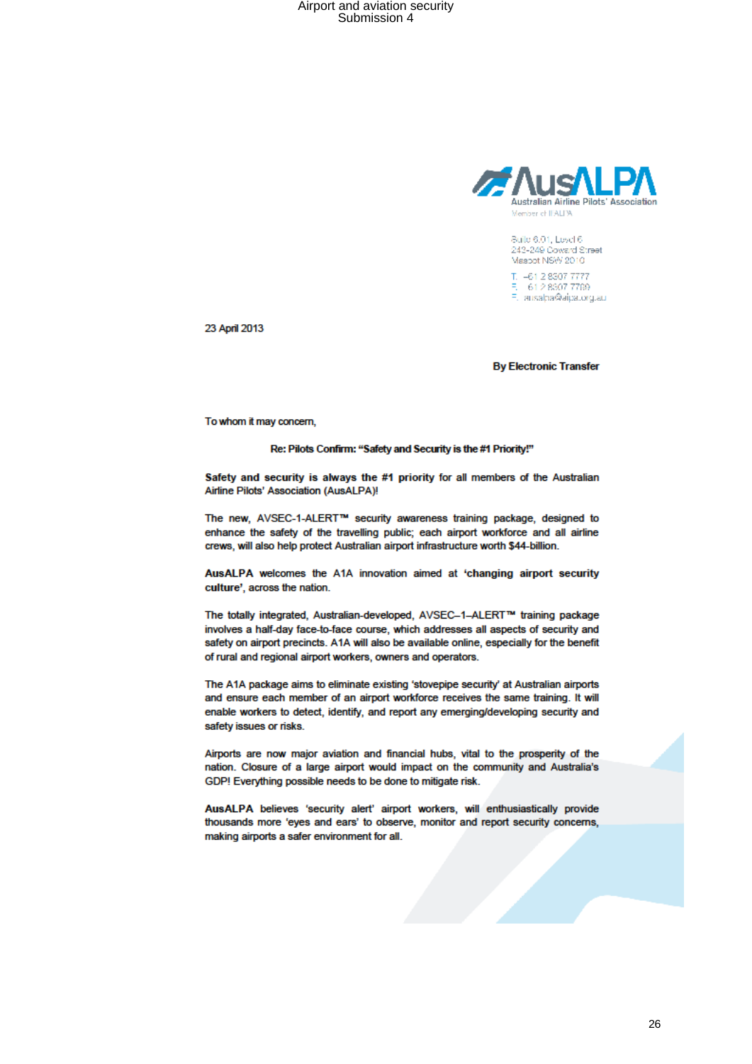AusALPA

Australian Airline Pilots' Association

Member of IFALPA

Suite 6.01, Level 6
242-248 Coward Street
Mascot NSW 2020

T. +61 2 8307 7777
F. 61 2 8307 7799
E. ausalpa@aipa.org.au

23 April 2013

**By Electronic Transfer**

To whom it may concern,

**Re: Pilots Confirm: "Safety and Security is the #1 Priority!"**

**Safety and security is always the #1 priority** for all members of the Australian Airline Pilots' Association (AusALPA)!

The new, AVSEC-1-ALERT™ security awareness training package, designed to enhance the safety of the travelling public; each airport workforce and all airline crews, will also help protect Australian airport infrastructure worth $44-billion.

**AusALPA** welcomes the A1A innovation aimed at **'changing airport security culture'**, across the nation.

The totally integrated, Australian-developed, AVSEC–1–ALERT™ training package involves a half-day face-to-face course, which addresses all aspects of security and safety on airport precincts. A1A will also be available online, especially for the benefit of rural and regional airport workers, owners and operators.

The A1A package aims to eliminate existing 'stovepipe security' at Australian airports and ensure each member of an airport workforce receives the same training. It will enable workers to detect, identify, and report any emerging/developing security and safety issues or risks.

Airports are now major aviation and financial hubs, vital to the prosperity of the nation. Closure of a large airport would impact on the community and Australia's GDP! Everything possible needs to be done to mitigate risk.

**AusALPA** believes 'security alert' airport workers, will enthusiastically provide thousands more 'eyes and ears' to observe, monitor and report security concerns, making airports a safer environment for all.